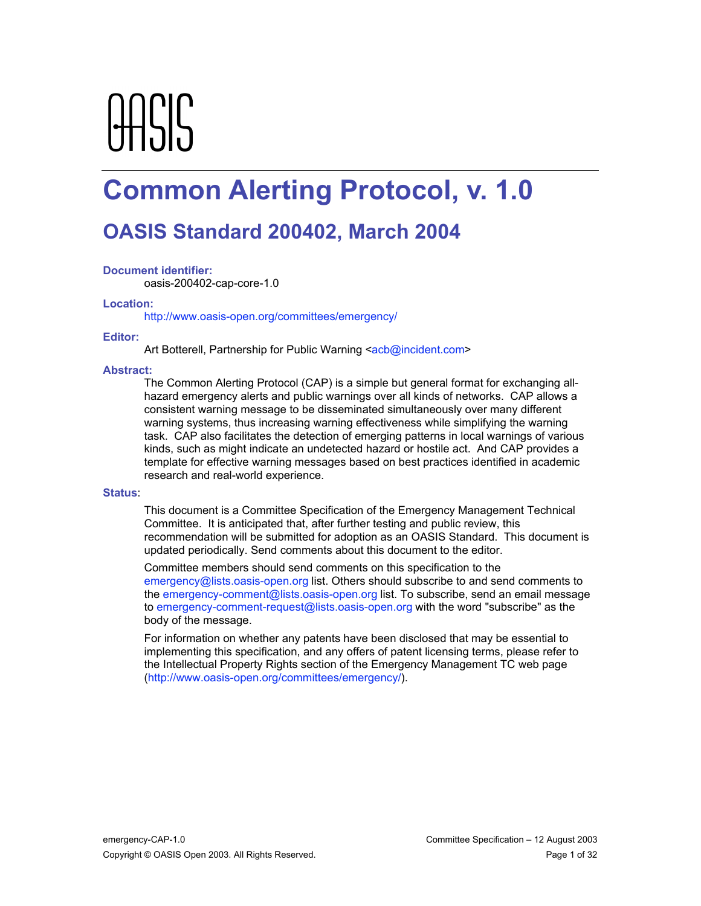OASIS

# Common Alerting Protocol, v. 1.0

## OASIS Standard 200402, March 2004

**Document identifier:**

oasis-200402-cap-core-1.0

**Location:**

http://www.oasis-open.org/committees/emergency/

**Editor:**

Art Botterell, Partnership for Public Warning <acb@incident.com>

**Abstract:**

The Common Alerting Protocol (CAP) is a simple but general format for exchanging all-hazard emergency alerts and public warnings over all kinds of networks. CAP allows a consistent warning message to be disseminated simultaneously over many different warning systems, thus increasing warning effectiveness while simplifying the warning task. CAP also facilitates the detection of emerging patterns in local warnings of various kinds, such as might indicate an undetected hazard or hostile act. And CAP provides a template for effective warning messages based on best practices identified in academic research and real-world experience.

**Status**:

This document is a Committee Specification of the Emergency Management Technical Committee. It is anticipated that, after further testing and public review, this recommendation will be submitted for adoption as an OASIS Standard. This document is updated periodically. Send comments about this document to the editor.

Committee members should send comments on this specification to the emergency@lists.oasis-open.org list. Others should subscribe to and send comments to the emergency-comment@lists.oasis-open.org list. To subscribe, send an email message to emergency-comment-request@lists.oasis-open.org with the word "subscribe" as the body of the message.

For information on whether any patents have been disclosed that may be essential to implementing this specification, and any offers of patent licensing terms, please refer to the Intellectual Property Rights section of the Emergency Management TC web page (http://www.oasis-open.org/committees/emergency/).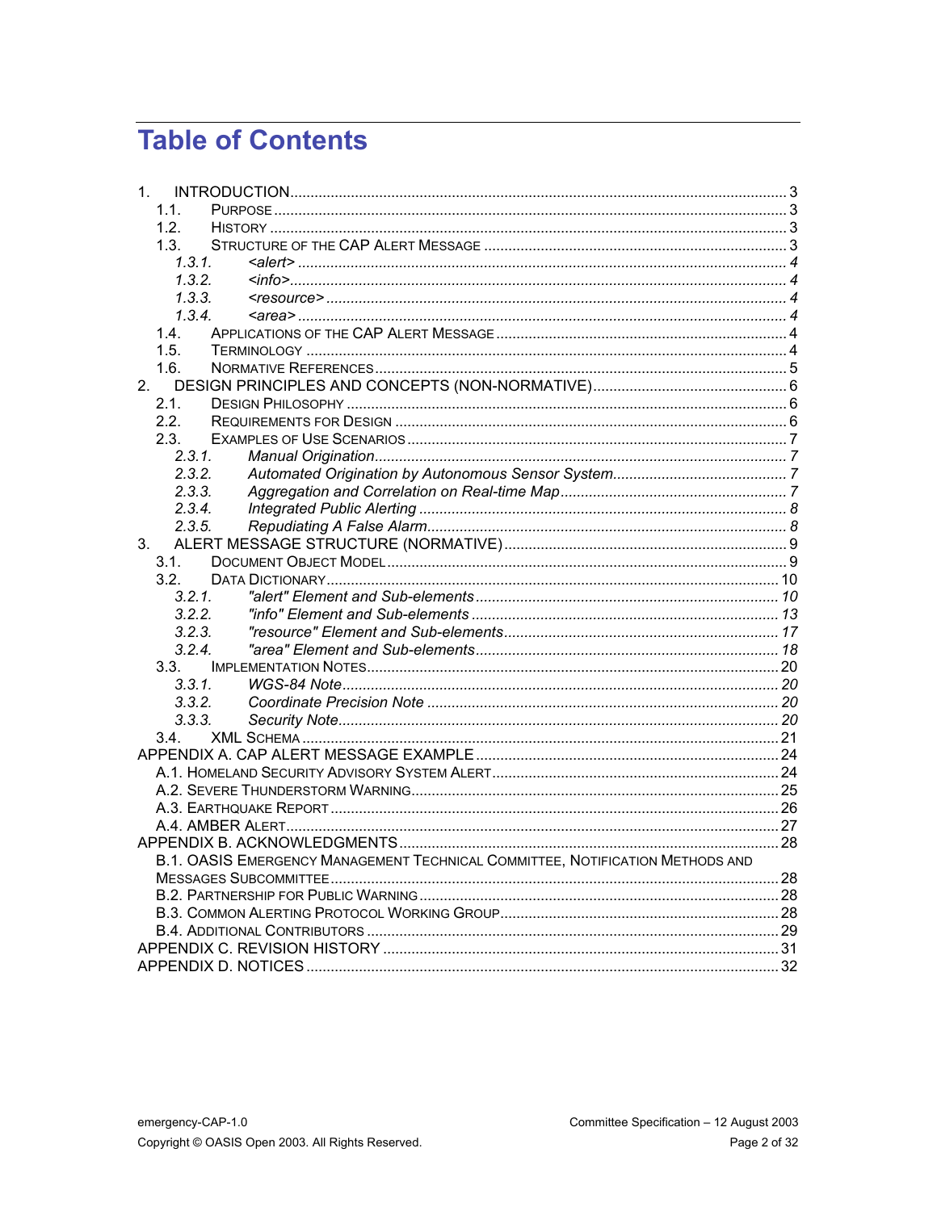# Table of Contents

1. INTRODUCTION ........................................................................................................ 3
   - 1.1. PURPOSE ........................................................................................................ 3
   - 1.2. HISTORY ........................................................................................................ 3
   - 1.3. STRUCTURE OF THE CAP ALERT MESSAGE ........................................................ 3
     - *1.3.1. <alert> ........................................................................................................ 4*
     - *1.3.2. <info> ........................................................................................................ 4*
     - *1.3.3. <resource> ................................................................................................. 4*
     - *1.3.4. <area> ........................................................................................................ 4*
   - 1.4. APPLICATIONS OF THE CAP ALERT MESSAGE ...................................................... 4
   - 1.5. TERMINOLOGY .................................................................................................. 4
   - 1.6. NORMATIVE REFERENCES .................................................................................. 5
2. DESIGN PRINCIPLES AND CONCEPTS (NON-NORMATIVE) ............................................ 6
   - 2.1. DESIGN PHILOSOPHY ......................................................................................... 6
   - 2.2. REQUIREMENTS FOR DESIGN .............................................................................. 6
   - 2.3. EXAMPLES OF USE SCENARIOS ........................................................................... 7
     - *2.3.1. Manual Origination ........................................................................................ 7*
     - *2.3.2. Automated Origination by Autonomous Sensor System .................................... 7*
     - *2.3.3. Aggregation and Correlation on Real-time Map ................................................ 7*
     - *2.3.4. Integrated Public Alerting .............................................................................. 8*
     - *2.3.5. Repudiating A False Alarm ............................................................................. 8*
3. ALERT MESSAGE STRUCTURE (NORMATIVE) ................................................................ 9
   - 3.1. DOCUMENT OBJECT MODEL ................................................................................ 9
   - 3.2. DATA DICTIONARY ............................................................................................ 10
     - *3.2.1. "alert" Element and Sub-elements ................................................................ 10*
     - *3.2.2. "info" Element and Sub-elements ................................................................. 13*
     - *3.2.3. "resource" Element and Sub-elements ........................................................... 17*
     - *3.2.4. "area" Element and Sub-elements ................................................................. 18*
   - 3.3. IMPLEMENTATION NOTES .................................................................................. 20
     - *3.3.1. WGS-84 Note ............................................................................................... 20*
     - *3.3.2. Coordinate Precision Note ............................................................................ 20*
     - *3.3.3. Security Note ............................................................................................... 20*
   - 3.4. XML SCHEMA ................................................................................................... 21

APPENDIX A. CAP ALERT MESSAGE EXAMPLE .................................................................. 24
- A.1. HOMELAND SECURITY ADVISORY SYSTEM ALERT ...................................................... 24
- A.2. SEVERE THUNDERSTORM WARNING ......................................................................... 25
- A.3. EARTHQUAKE REPORT ........................................................................................... 26
- A.4. AMBER ALERT ...................................................................................................... 27

APPENDIX B. ACKNOWLEDGMENTS ................................................................................... 28
- B.1. OASIS EMERGENCY MANAGEMENT TECHNICAL COMMITTEE, NOTIFICATION METHODS AND MESSAGES SUBCOMMITTEE ...................................................................................... 28
- B.2. PARTNERSHIP FOR PUBLIC WARNING ..................................................................... 28
- B.3. COMMON ALERTING PROTOCOL WORKING GROUP .................................................... 28
- B.4. ADDITIONAL CONTRIBUTORS ................................................................................. 29

APPENDIX C. REVISION HISTORY .................................................................................... 31

APPENDIX D. NOTICES .................................................................................................... 32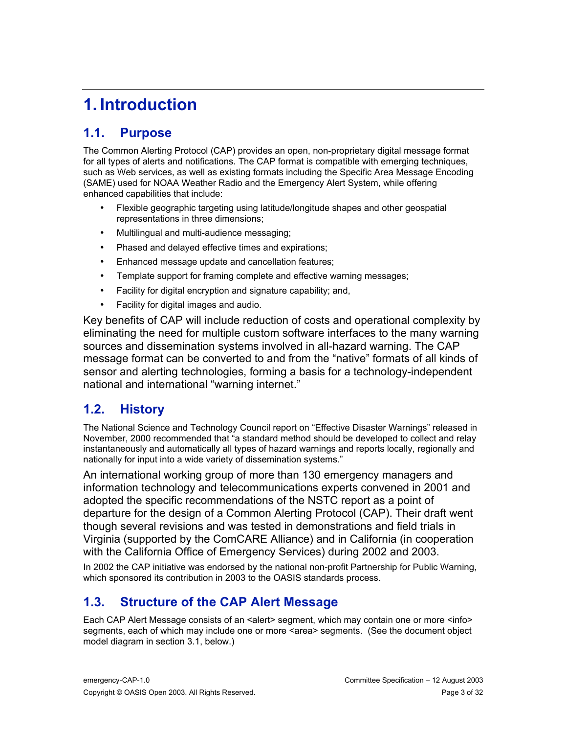# 1. Introduction

## 1.1. Purpose

The Common Alerting Protocol (CAP) provides an open, non-proprietary digital message format for all types of alerts and notifications. The CAP format is compatible with emerging techniques, such as Web services, as well as existing formats including the Specific Area Message Encoding (SAME) used for NOAA Weather Radio and the Emergency Alert System, while offering enhanced capabilities that include:

- Flexible geographic targeting using latitude/longitude shapes and other geospatial representations in three dimensions;
- Multilingual and multi-audience messaging;
- Phased and delayed effective times and expirations;
- Enhanced message update and cancellation features;
- Template support for framing complete and effective warning messages;
- Facility for digital encryption and signature capability; and,
- Facility for digital images and audio.

Key benefits of CAP will include reduction of costs and operational complexity by eliminating the need for multiple custom software interfaces to the many warning sources and dissemination systems involved in all-hazard warning. The CAP message format can be converted to and from the "native" formats of all kinds of sensor and alerting technologies, forming a basis for a technology-independent national and international "warning internet."

## 1.2. History

The National Science and Technology Council report on "Effective Disaster Warnings" released in November, 2000 recommended that "a standard method should be developed to collect and relay instantaneously and automatically all types of hazard warnings and reports locally, regionally and nationally for input into a wide variety of dissemination systems."

An international working group of more than 130 emergency managers and information technology and telecommunications experts convened in 2001 and adopted the specific recommendations of the NSTC report as a point of departure for the design of a Common Alerting Protocol (CAP). Their draft went though several revisions and was tested in demonstrations and field trials in Virginia (supported by the ComCARE Alliance) and in California (in cooperation with the California Office of Emergency Services) during 2002 and 2003.

In 2002 the CAP initiative was endorsed by the national non-profit Partnership for Public Warning, which sponsored its contribution in 2003 to the OASIS standards process.

## 1.3. Structure of the CAP Alert Message

Each CAP Alert Message consists of an <alert> segment, which may contain one or more <info> segments, each of which may include one or more <area> segments. (See the document object model diagram in section 3.1, below.)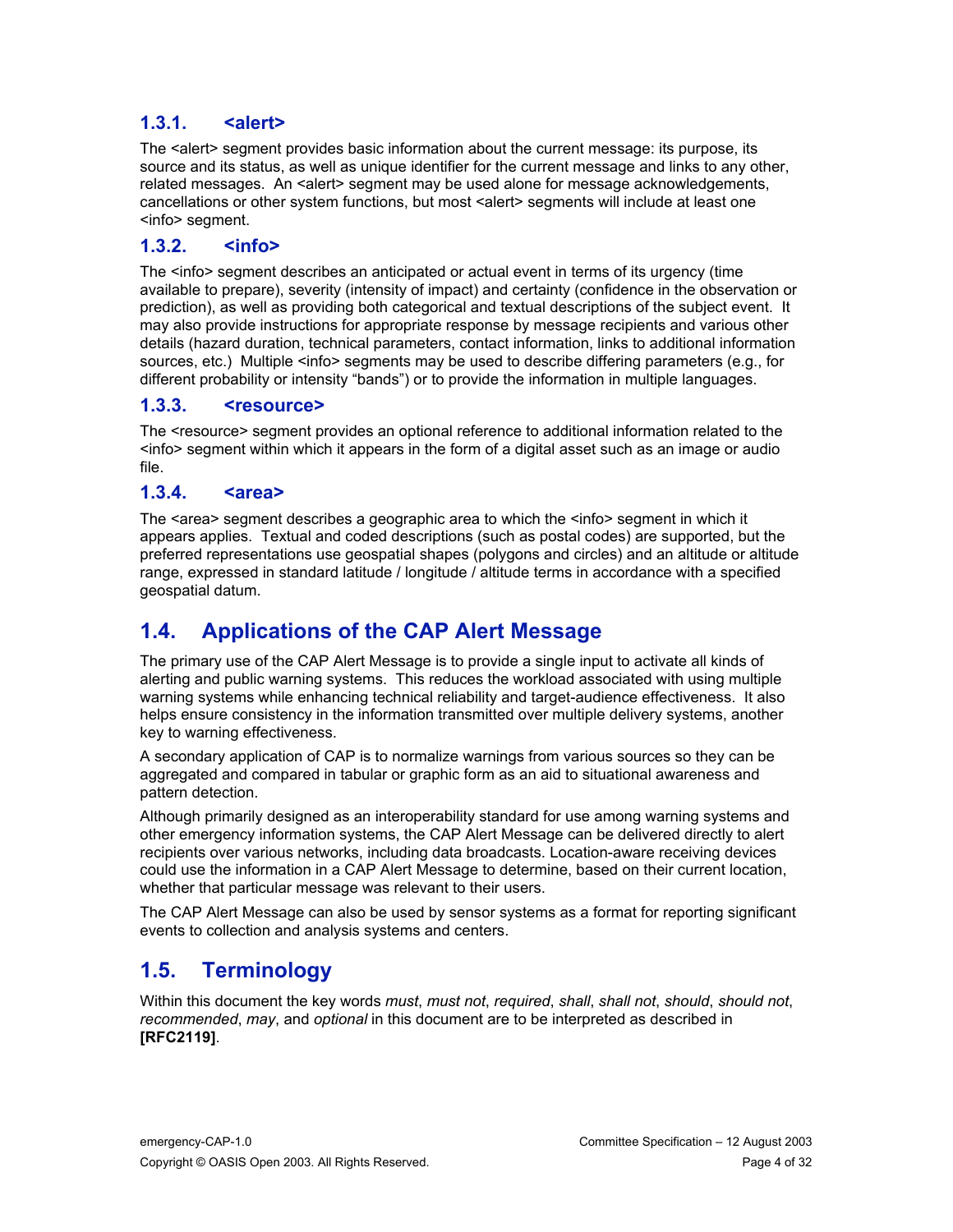### 1.3.1. <alert>

The <alert> segment provides basic information about the current message: its purpose, its source and its status, as well as unique identifier for the current message and links to any other, related messages. An <alert> segment may be used alone for message acknowledgements, cancellations or other system functions, but most <alert> segments will include at least one <info> segment.

### 1.3.2. <info>

The <info> segment describes an anticipated or actual event in terms of its urgency (time available to prepare), severity (intensity of impact) and certainty (confidence in the observation or prediction), as well as providing both categorical and textual descriptions of the subject event. It may also provide instructions for appropriate response by message recipients and various other details (hazard duration, technical parameters, contact information, links to additional information sources, etc.) Multiple <info> segments may be used to describe differing parameters (e.g., for different probability or intensity "bands") or to provide the information in multiple languages.

### 1.3.3. <resource>

The <resource> segment provides an optional reference to additional information related to the <info> segment within which it appears in the form of a digital asset such as an image or audio file.

### 1.3.4. <area>

The <area> segment describes a geographic area to which the <info> segment in which it appears applies. Textual and coded descriptions (such as postal codes) are supported, but the preferred representations use geospatial shapes (polygons and circles) and an altitude or altitude range, expressed in standard latitude / longitude / altitude terms in accordance with a specified geospatial datum.

## 1.4. Applications of the CAP Alert Message

The primary use of the CAP Alert Message is to provide a single input to activate all kinds of alerting and public warning systems. This reduces the workload associated with using multiple warning systems while enhancing technical reliability and target-audience effectiveness. It also helps ensure consistency in the information transmitted over multiple delivery systems, another key to warning effectiveness.

A secondary application of CAP is to normalize warnings from various sources so they can be aggregated and compared in tabular or graphic form as an aid to situational awareness and pattern detection.

Although primarily designed as an interoperability standard for use among warning systems and other emergency information systems, the CAP Alert Message can be delivered directly to alert recipients over various networks, including data broadcasts. Location-aware receiving devices could use the information in a CAP Alert Message to determine, based on their current location, whether that particular message was relevant to their users.

The CAP Alert Message can also be used by sensor systems as a format for reporting significant events to collection and analysis systems and centers.

## 1.5. Terminology

Within this document the key words *must*, *must not*, *required*, *shall*, *shall not*, *should*, *should not*, *recommended*, *may*, and *optional* in this document are to be interpreted as described in **[RFC2119]**.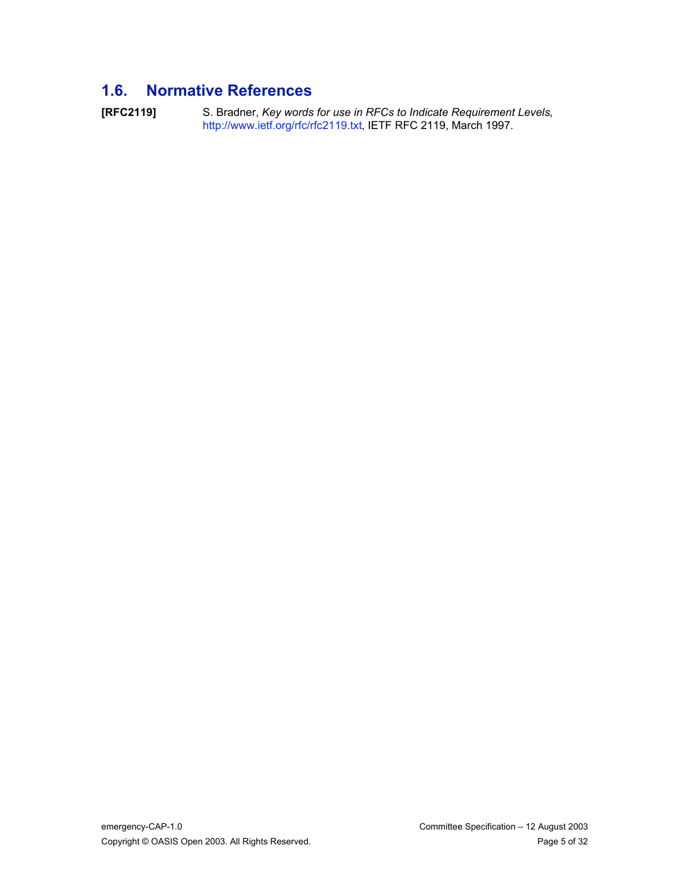## 1.6. Normative References

**[RFC2119]** S. Bradner, *Key words for use in RFCs to Indicate Requirement Levels*, http://www.ietf.org/rfc/rfc2119.txt, IETF RFC 2119, March 1997.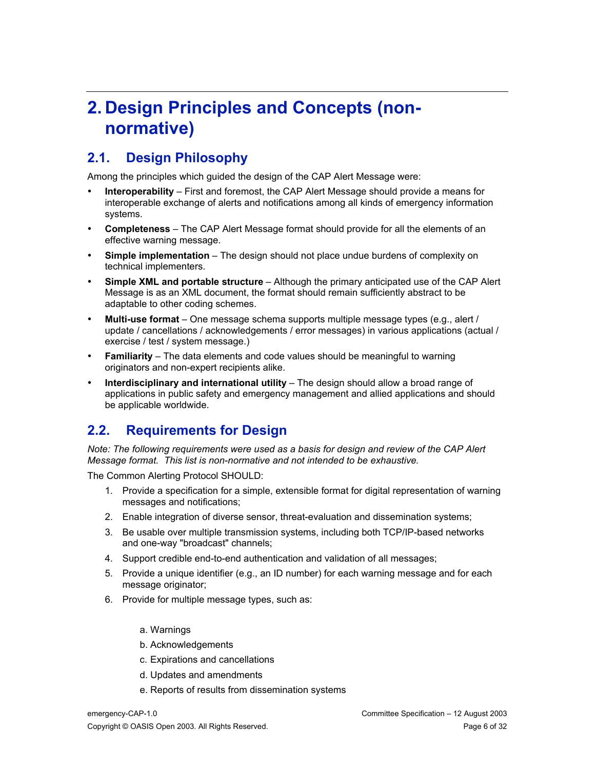# 2. Design Principles and Concepts (non-normative)

## 2.1. Design Philosophy

Among the principles which guided the design of the CAP Alert Message were:

- **Interoperability** – First and foremost, the CAP Alert Message should provide a means for interoperable exchange of alerts and notifications among all kinds of emergency information systems.
- **Completeness** – The CAP Alert Message format should provide for all the elements of an effective warning message.
- **Simple implementation** – The design should not place undue burdens of complexity on technical implementers.
- **Simple XML and portable structure** – Although the primary anticipated use of the CAP Alert Message is as an XML document, the format should remain sufficiently abstract to be adaptable to other coding schemes.
- **Multi-use format** – One message schema supports multiple message types (e.g., alert / update / cancellations / acknowledgements / error messages) in various applications (actual / exercise / test / system message.)
- **Familiarity** – The data elements and code values should be meaningful to warning originators and non-expert recipients alike.
- **Interdisciplinary and international utility** – The design should allow a broad range of applications in public safety and emergency management and allied applications and should be applicable worldwide.

## 2.2. Requirements for Design

*Note: The following requirements were used as a basis for design and review of the CAP Alert Message format. This list is non-normative and not intended to be exhaustive.*

The Common Alerting Protocol SHOULD:

1. Provide a specification for a simple, extensible format for digital representation of warning messages and notifications;
2. Enable integration of diverse sensor, threat-evaluation and dissemination systems;
3. Be usable over multiple transmission systems, including both TCP/IP-based networks and one-way "broadcast" channels;
4. Support credible end-to-end authentication and validation of all messages;
5. Provide a unique identifier (e.g., an ID number) for each warning message and for each message originator;
6. Provide for multiple message types, such as:

   a. Warnings

   b. Acknowledgements

   c. Expirations and cancellations

   d. Updates and amendments

   e. Reports of results from dissemination systems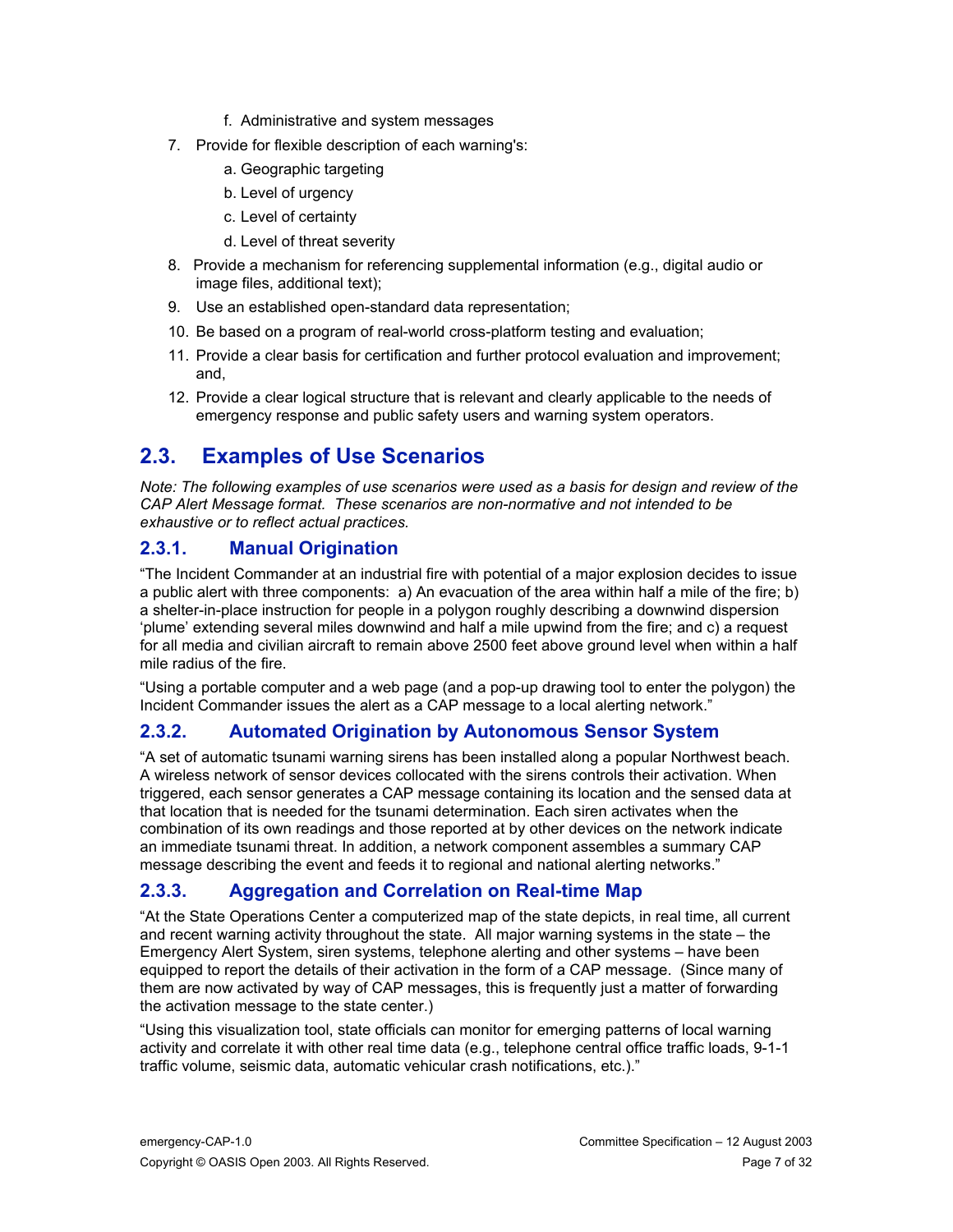f. Administrative and system messages

7. Provide for flexible description of each warning's:

   a. Geographic targeting

   b. Level of urgency

   c. Level of certainty

   d. Level of threat severity

8. Provide a mechanism for referencing supplemental information (e.g., digital audio or image files, additional text);

9. Use an established open-standard data representation;

10. Be based on a program of real-world cross-platform testing and evaluation;

11. Provide a clear basis for certification and further protocol evaluation and improvement; and,

12. Provide a clear logical structure that is relevant and clearly applicable to the needs of emergency response and public safety users and warning system operators.

## 2.3. Examples of Use Scenarios

*Note: The following examples of use scenarios were used as a basis for design and review of the CAP Alert Message format. These scenarios are non-normative and not intended to be exhaustive or to reflect actual practices.*

### 2.3.1. Manual Origination

"The Incident Commander at an industrial fire with potential of a major explosion decides to issue a public alert with three components: a) An evacuation of the area within half a mile of the fire; b) a shelter-in-place instruction for people in a polygon roughly describing a downwind dispersion 'plume' extending several miles downwind and half a mile upwind from the fire; and c) a request for all media and civilian aircraft to remain above 2500 feet above ground level when within a half mile radius of the fire.

"Using a portable computer and a web page (and a pop-up drawing tool to enter the polygon) the Incident Commander issues the alert as a CAP message to a local alerting network."

### 2.3.2. Automated Origination by Autonomous Sensor System

"A set of automatic tsunami warning sirens has been installed along a popular Northwest beach. A wireless network of sensor devices collocated with the sirens controls their activation. When triggered, each sensor generates a CAP message containing its location and the sensed data at that location that is needed for the tsunami determination. Each siren activates when the combination of its own readings and those reported at by other devices on the network indicate an immediate tsunami threat. In addition, a network component assembles a summary CAP message describing the event and feeds it to regional and national alerting networks."

### 2.3.3. Aggregation and Correlation on Real-time Map

"At the State Operations Center a computerized map of the state depicts, in real time, all current and recent warning activity throughout the state. All major warning systems in the state – the Emergency Alert System, siren systems, telephone alerting and other systems – have been equipped to report the details of their activation in the form of a CAP message. (Since many of them are now activated by way of CAP messages, this is frequently just a matter of forwarding the activation message to the state center.)

"Using this visualization tool, state officials can monitor for emerging patterns of local warning activity and correlate it with other real time data (e.g., telephone central office traffic loads, 9-1-1 traffic volume, seismic data, automatic vehicular crash notifications, etc.)."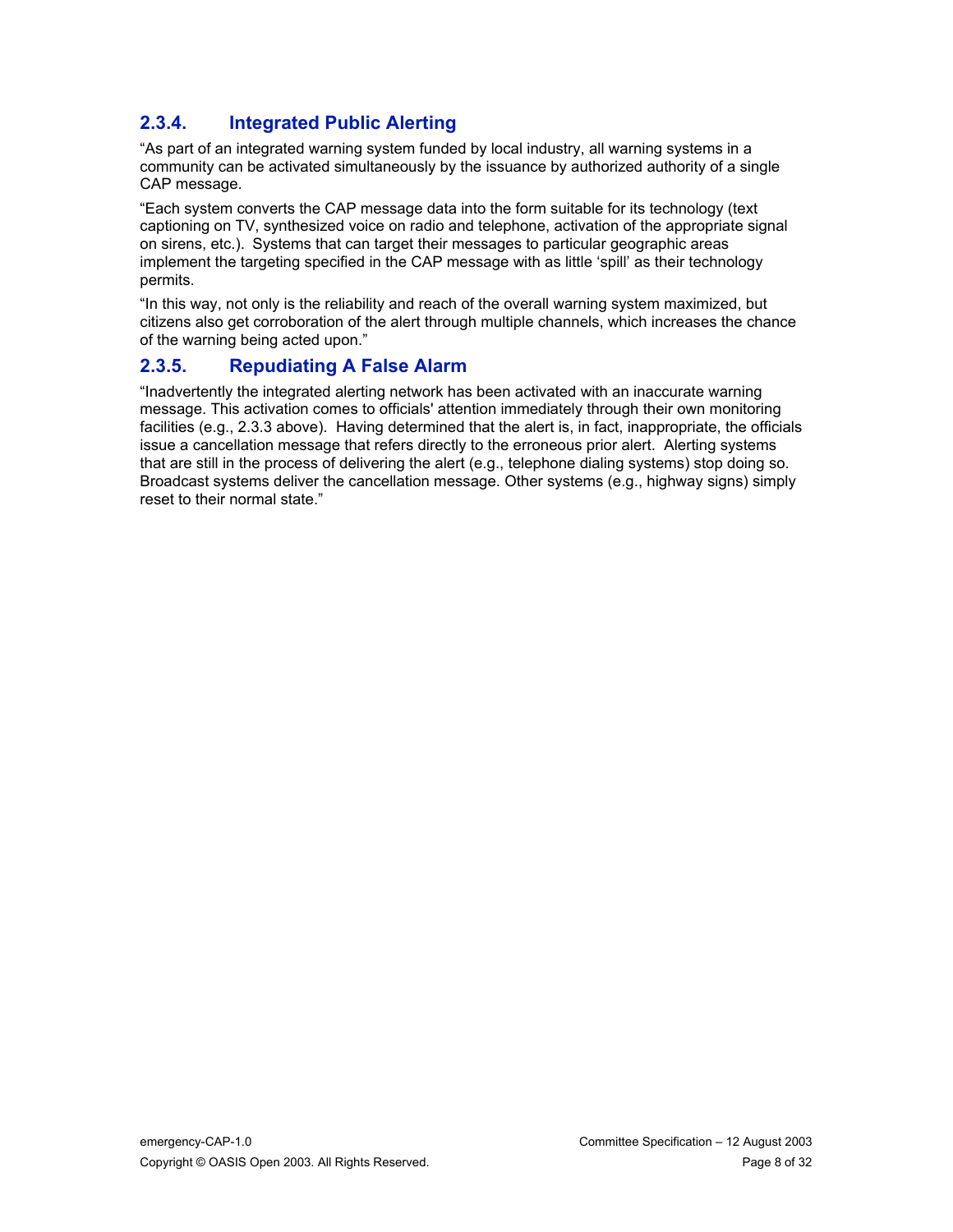### 2.3.4. Integrated Public Alerting

“As part of an integrated warning system funded by local industry, all warning systems in a community can be activated simultaneously by the issuance by authorized authority of a single CAP message.

“Each system converts the CAP message data into the form suitable for its technology (text captioning on TV, synthesized voice on radio and telephone, activation of the appropriate signal on sirens, etc.). Systems that can target their messages to particular geographic areas implement the targeting specified in the CAP message with as little ‘spill’ as their technology permits.

“In this way, not only is the reliability and reach of the overall warning system maximized, but citizens also get corroboration of the alert through multiple channels, which increases the chance of the warning being acted upon.”

### 2.3.5. Repudiating A False Alarm

“Inadvertently the integrated alerting network has been activated with an inaccurate warning message. This activation comes to officials' attention immediately through their own monitoring facilities (e.g., 2.3.3 above). Having determined that the alert is, in fact, inappropriate, the officials issue a cancellation message that refers directly to the erroneous prior alert. Alerting systems that are still in the process of delivering the alert (e.g., telephone dialing systems) stop doing so. Broadcast systems deliver the cancellation message. Other systems (e.g., highway signs) simply reset to their normal state.”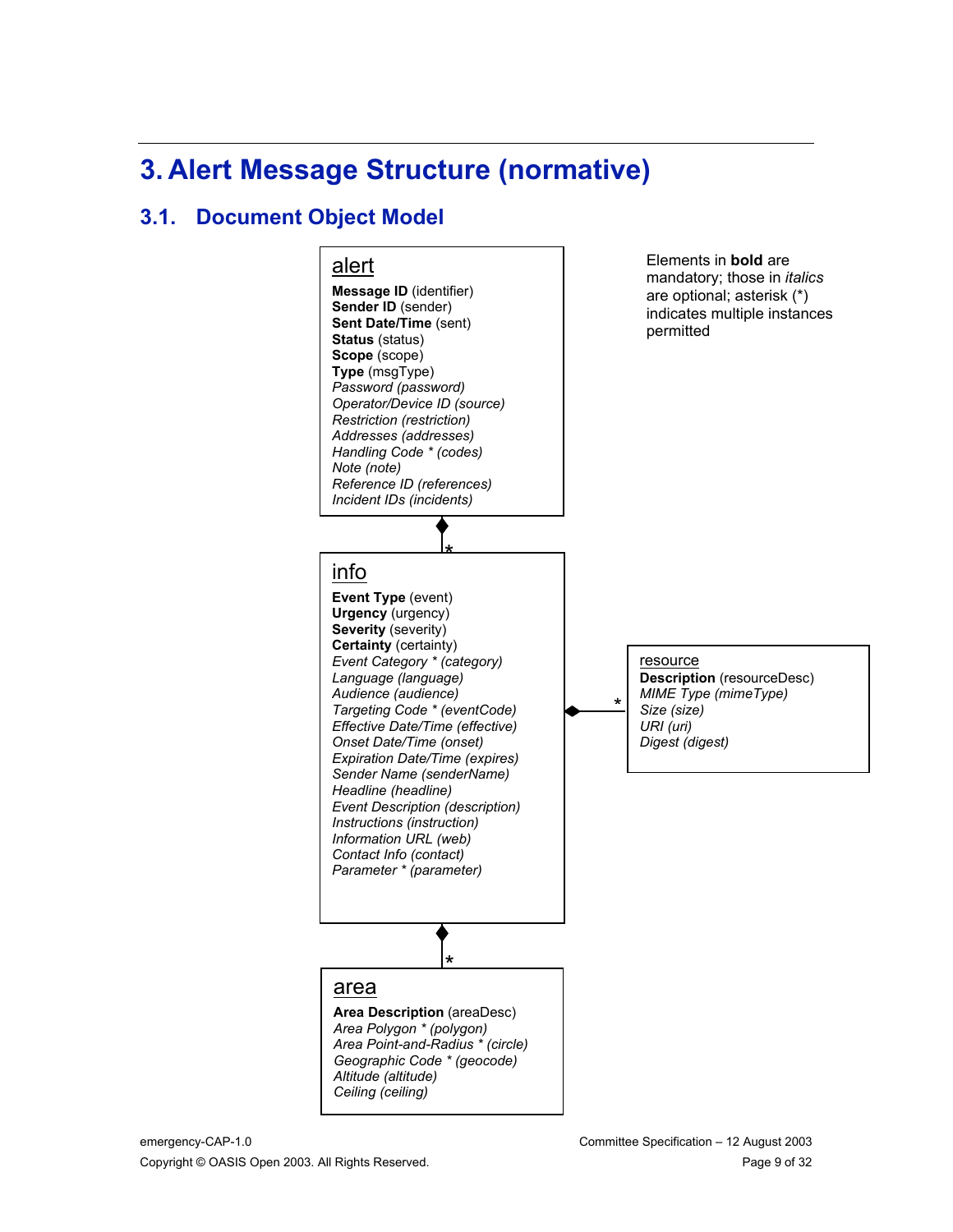# 3. Alert Message Structure (normative)

## 3.1. Document Object Model

Elements in **bold** are mandatory; those in *italics* are optional; asterisk (*) indicates multiple instances permitted

**alert**

- **Message ID** (identifier)
- **Sender ID** (sender)
- **Sent Date/Time** (sent)
- **Status** (status)
- **Scope** (scope)
- **Type** (msgType)
- *Password (password)*
- *Operator/Device ID (source)*
- *Restriction (restriction)*
- *Addresses (addresses)*
- *Handling Code * (codes)*
- *Note (note)*
- *Reference ID (references)*
- *Incident IDs (incidents)*

**info** (*)

- **Event Type** (event)
- **Urgency** (urgency)
- **Severity** (severity)
- **Certainty** (certainty)
- *Event Category * (category)*
- *Language (language)*
- *Audience (audience)*
- *Targeting Code * (eventCode)*
- *Effective Date/Time (effective)*
- *Onset Date/Time (onset)*
- *Expiration Date/Time (expires)*
- *Sender Name (senderName)*
- *Headline (headline)*
- *Event Description (description)*
- *Instructions (instruction)*
- *Information URL (web)*
- *Contact Info (contact)*
- *Parameter * (parameter)*

**resource** (*)

- **Description** (resourceDesc)
- *MIME Type (mimeType)*
- *Size (size)*
- *URI (uri)*
- *Digest (digest)*

**area** (*)

- **Area Description** (areaDesc)
- *Area Polygon * (polygon)*
- *Area Point-and-Radius * (circle)*
- *Geographic Code * (geocode)*
- *Altitude (altitude)*
- *Ceiling (ceiling)*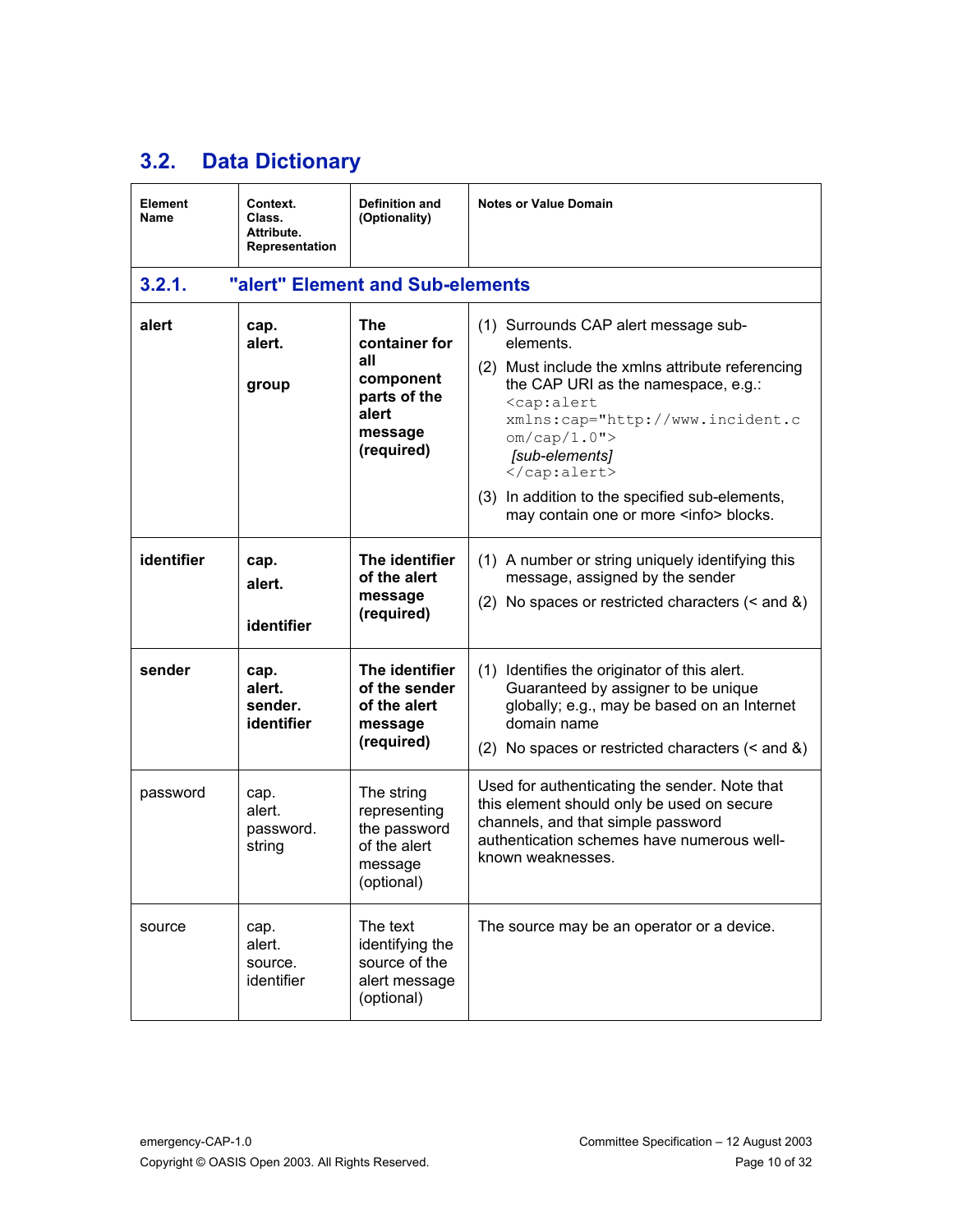## 3.2. Data Dictionary

| Element Name | Context. Class. Attribute. Representation | Definition and (Optionality) | Notes or Value Domain |
|---|---|---|---|
| **3.2.1. "alert" Element and Sub-elements** | | | |
| **alert** | **cap. alert. group** | **The container for all component parts of the alert message (required)** | (1) Surrounds CAP alert message sub-elements. (2) Must include the xmlns attribute referencing the CAP URI as the namespace, e.g.: `<cap:alert xmlns:cap="http://www.incident.com/cap/1.0">` *[sub-elements]* `</cap:alert>` (3) In addition to the specified sub-elements, may contain one or more <info> blocks. |
| **identifier** | **cap. alert. identifier** | **The identifier of the alert message (required)** | (1) A number or string uniquely identifying this message, assigned by the sender (2) No spaces or restricted characters (< and &) |
| **sender** | **cap. alert. sender. identifier** | **The identifier of the sender of the alert message (required)** | (1) Identifies the originator of this alert. Guaranteed by assigner to be unique globally; e.g., may be based on an Internet domain name (2) No spaces or restricted characters (< and &) |
| password | cap. alert. password. string | The string representing the password of the alert message (optional) | Used for authenticating the sender. Note that this element should only be used on secure channels, and that simple password authentication schemes have numerous well-known weaknesses. |
| source | cap. alert. source. identifier | The text identifying the source of the alert message (optional) | The source may be an operator or a device. |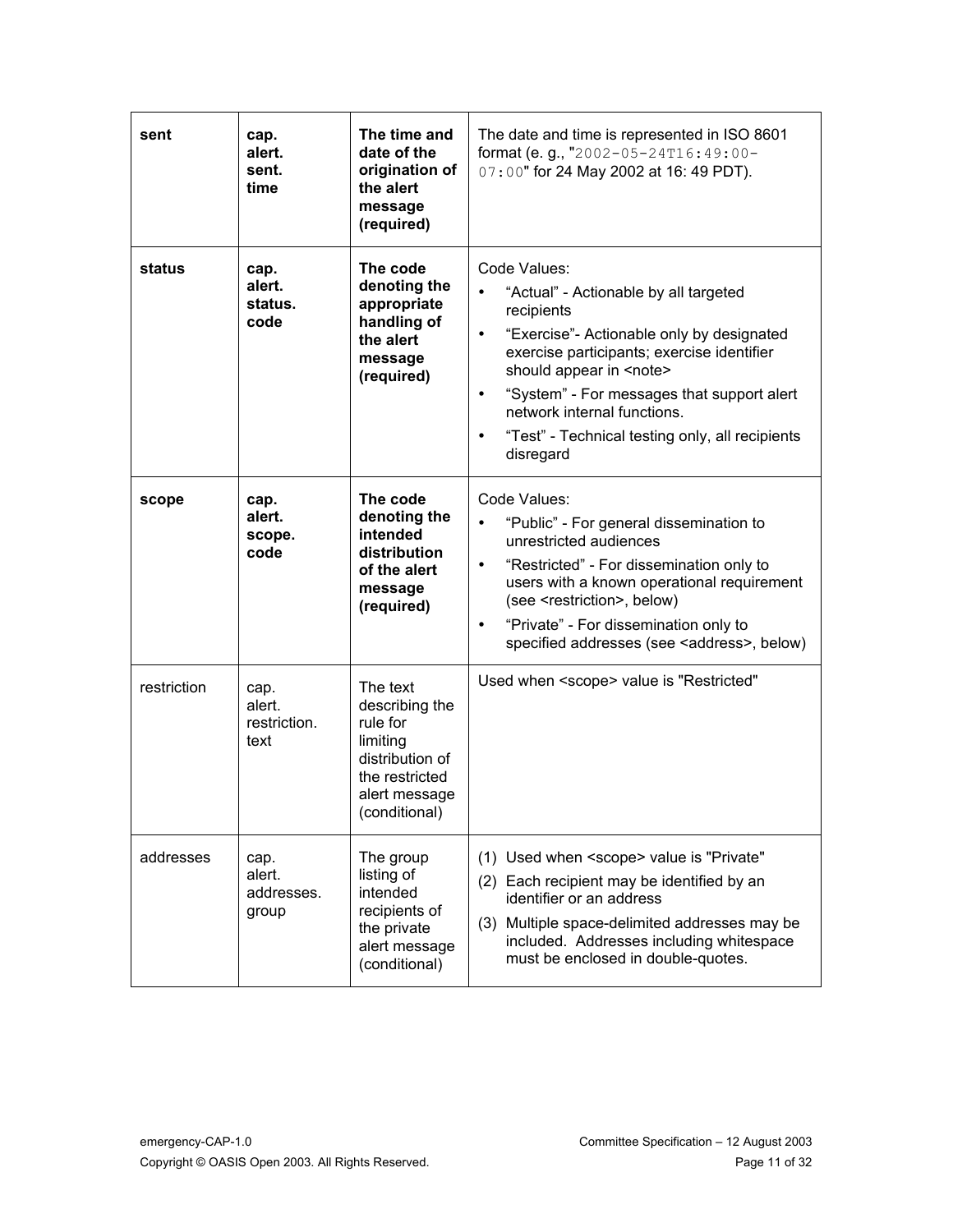| **sent** | **cap. alert. sent. time** | **The time and date of the origination of the alert message (required)** | The date and time is represented in ISO 8601 format (e. g., "`2002-05-24T16:49:00-07:00`" for 24 May 2002 at 16: 49 PDT). |
|---|---|---|---|
| **status** | **cap. alert. status. code** | **The code denoting the appropriate handling of the alert message (required)** | Code Values:<br>• "Actual" - Actionable by all targeted recipients<br>• "Exercise"- Actionable only by designated exercise participants; exercise identifier should appear in <note><br>• "System" - For messages that support alert network internal functions.<br>• "Test" - Technical testing only, all recipients disregard |
| **scope** | **cap. alert. scope. code** | **The code denoting the intended distribution of the alert message (required)** | Code Values:<br>• "Public" - For general dissemination to unrestricted audiences<br>• "Restricted" - For dissemination only to users with a known operational requirement (see <restriction>, below)<br>• "Private" - For dissemination only to specified addresses (see <address>, below) |
| restriction | cap. alert. restriction. text | The text describing the rule for limiting distribution of the restricted alert message (conditional) | Used when <scope> value is "Restricted" |
| addresses | cap. alert. addresses. group | The group listing of intended recipients of the private alert message (conditional) | (1) Used when <scope> value is "Private"<br>(2) Each recipient may be identified by an identifier or an address<br>(3) Multiple space-delimited addresses may be included. Addresses including whitespace must be enclosed in double-quotes. |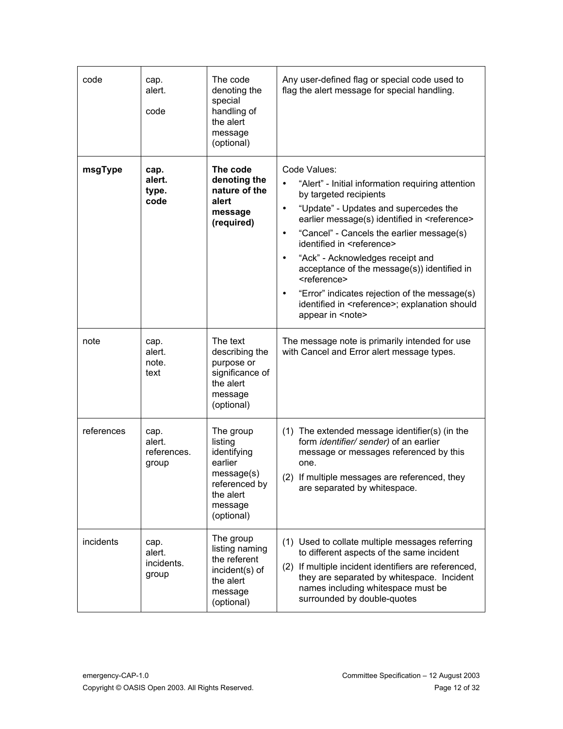| code | cap. alert. code | The code denoting the special handling of the alert message (optional) | Any user-defined flag or special code used to flag the alert message for special handling. |
|---|---|---|---|
| **msgType** | **cap. alert. type. code** | **The code denoting the nature of the alert message (required)** | Code Values:<br>• "Alert" - Initial information requiring attention by targeted recipients<br>• "Update" - Updates and supercedes the earlier message(s) identified in <reference><br>• "Cancel" - Cancels the earlier message(s) identified in <reference><br>• "Ack" - Acknowledges receipt and acceptance of the message(s)) identified in <reference><br>• "Error" indicates rejection of the message(s) identified in <reference>; explanation should appear in <note> |
| note | cap. alert. note. text | The text describing the purpose or significance of the alert message (optional) | The message note is primarily intended for use with Cancel and Error alert message types. |
| references | cap. alert. references. group | The group listing identifying earlier message(s) referenced by the alert message (optional) | (1) The extended message identifier(s) (in the form *identifier/ sender)* of an earlier message or messages referenced by this one.<br>(2) If multiple messages are referenced, they are separated by whitespace. |
| incidents | cap. alert. incidents. group | The group listing naming the referent incident(s) of the alert message (optional) | (1) Used to collate multiple messages referring to different aspects of the same incident<br>(2) If multiple incident identifiers are referenced, they are separated by whitespace. Incident names including whitespace must be surrounded by double-quotes |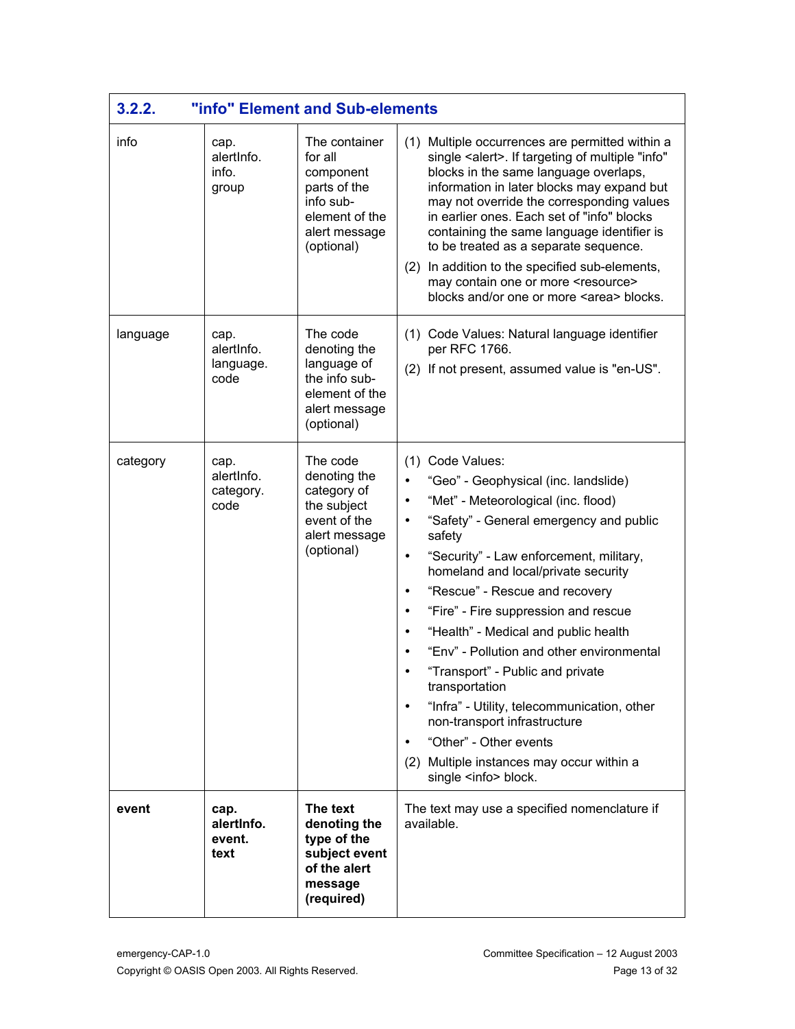### 3.2.2. "info" Element and Sub-elements

| | | | |
|---|---|---|---|
| info | cap. alertInfo. info. group | The container for all component parts of the info sub-element of the alert message (optional) | (1) Multiple occurrences are permitted within a single <alert>. If targeting of multiple "info" blocks in the same language overlaps, information in later blocks may expand but may not override the corresponding values in earlier ones. Each set of "info" blocks containing the same language identifier is to be treated as a separate sequence.<br>(2) In addition to the specified sub-elements, may contain one or more <resource> blocks and/or one or more <area> blocks. |
| language | cap. alertInfo. language. code | The code denoting the language of the info sub-element of the alert message (optional) | (1) Code Values: Natural language identifier per RFC 1766.<br>(2) If not present, assumed value is "en-US". |
| category | cap. alertInfo. category. code | The code denoting the category of the subject event of the alert message (optional) | (1) Code Values:<br>• "Geo" - Geophysical (inc. landslide)<br>• "Met" - Meteorological (inc. flood)<br>• "Safety" - General emergency and public safety<br>• "Security" - Law enforcement, military, homeland and local/private security<br>• "Rescue" - Rescue and recovery<br>• "Fire" - Fire suppression and rescue<br>• "Health" - Medical and public health<br>• "Env" - Pollution and other environmental<br>• "Transport" - Public and private transportation<br>• "Infra" - Utility, telecommunication, other non-transport infrastructure<br>• "Other" - Other events<br>(2) Multiple instances may occur within a single <info> block. |
| **event** | **cap. alertInfo. event. text** | **The text denoting the type of the subject event of the alert message (required)** | The text may use a specified nomenclature if available. |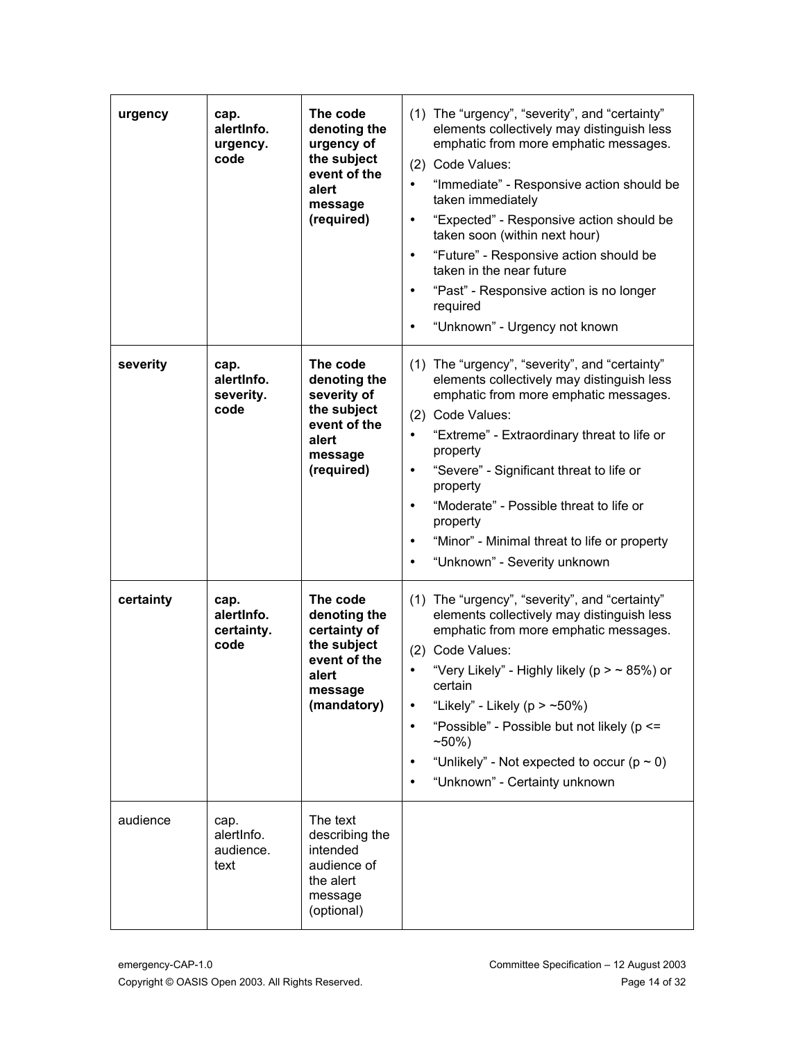| **urgency** | **cap. alertInfo. urgency. code** | **The code denoting the urgency of the subject event of the alert message (required)** | (1) The "urgency", "severity", and "certainty" elements collectively may distinguish less emphatic from more emphatic messages.<br>(2) Code Values:<br>• "Immediate" - Responsive action should be taken immediately<br>• "Expected" - Responsive action should be taken soon (within next hour)<br>• "Future" - Responsive action should be taken in the near future<br>• "Past" - Responsive action is no longer required<br>• "Unknown" - Urgency not known |
|---|---|---|---|
| **severity** | **cap. alertInfo. severity. code** | **The code denoting the severity of the subject event of the alert message (required)** | (1) The "urgency", "severity", and "certainty" elements collectively may distinguish less emphatic from more emphatic messages.<br>(2) Code Values:<br>• "Extreme" - Extraordinary threat to life or property<br>• "Severe" - Significant threat to life or property<br>• "Moderate" - Possible threat to life or property<br>• "Minor" - Minimal threat to life or property<br>• "Unknown" - Severity unknown |
| **certainty** | **cap. alertInfo. certainty. code** | **The code denoting the certainty of the subject event of the alert message (mandatory)** | (1) The "urgency", "severity", and "certainty" elements collectively may distinguish less emphatic from more emphatic messages.<br>(2) Code Values:<br>• "Very Likely" - Highly likely ($p > \sim 85\%$) or certain<br>• "Likely" - Likely ($p > \sim 50\%$)<br>• "Possible" - Possible but not likely ($p <= \sim 50\%$)<br>• "Unlikely" - Not expected to occur ($p \sim 0$)<br>• "Unknown" - Certainty unknown |
| audience | cap. alertInfo. audience. text | The text describing the intended audience of the alert message (optional) | |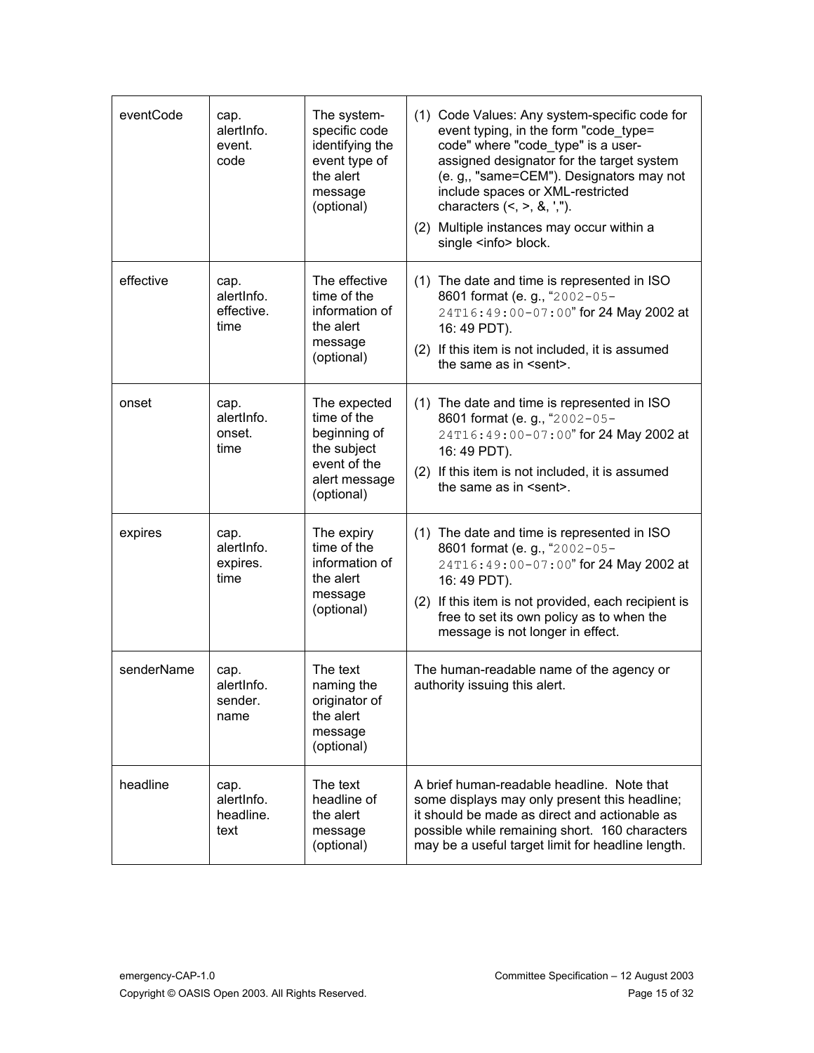| eventCode | cap. alertInfo. event. code | The system-specific code identifying the event type of the alert message (optional) | (1) Code Values: Any system-specific code for event typing, in the form "code_type= code" where "code_type" is a user-assigned designator for the target system (e. g,, "same=CEM"). Designators may not include spaces or XML-restricted characters (<, >, &, ','). <br> (2) Multiple instances may occur within a single <info> block. |
|---|---|---|---|
| effective | cap. alertInfo. effective. time | The effective time of the information of the alert message (optional) | (1) The date and time is represented in ISO 8601 format (e. g., "`2002-05-24T16:49:00-07:00`" for 24 May 2002 at 16: 49 PDT). <br> (2) If this item is not included, it is assumed the same as in <sent>. |
| onset | cap. alertInfo. onset. time | The expected time of the beginning of the subject event of the alert message (optional) | (1) The date and time is represented in ISO 8601 format (e. g., "`2002-05-24T16:49:00-07:00`" for 24 May 2002 at 16: 49 PDT). <br> (2) If this item is not included, it is assumed the same as in <sent>. |
| expires | cap. alertInfo. expires. time | The expiry time of the information of the alert message (optional) | (1) The date and time is represented in ISO 8601 format (e. g., "`2002-05-24T16:49:00-07:00`" for 24 May 2002 at 16: 49 PDT). <br> (2) If this item is not provided, each recipient is free to set its own policy as to when the message is not longer in effect. |
| senderName | cap. alertInfo. sender. name | The text naming the originator of the alert message (optional) | The human-readable name of the agency or authority issuing this alert. |
| headline | cap. alertInfo. headline. text | The text headline of the alert message (optional) | A brief human-readable headline. Note that some displays may only present this headline; it should be made as direct and actionable as possible while remaining short. 160 characters may be a useful target limit for headline length. |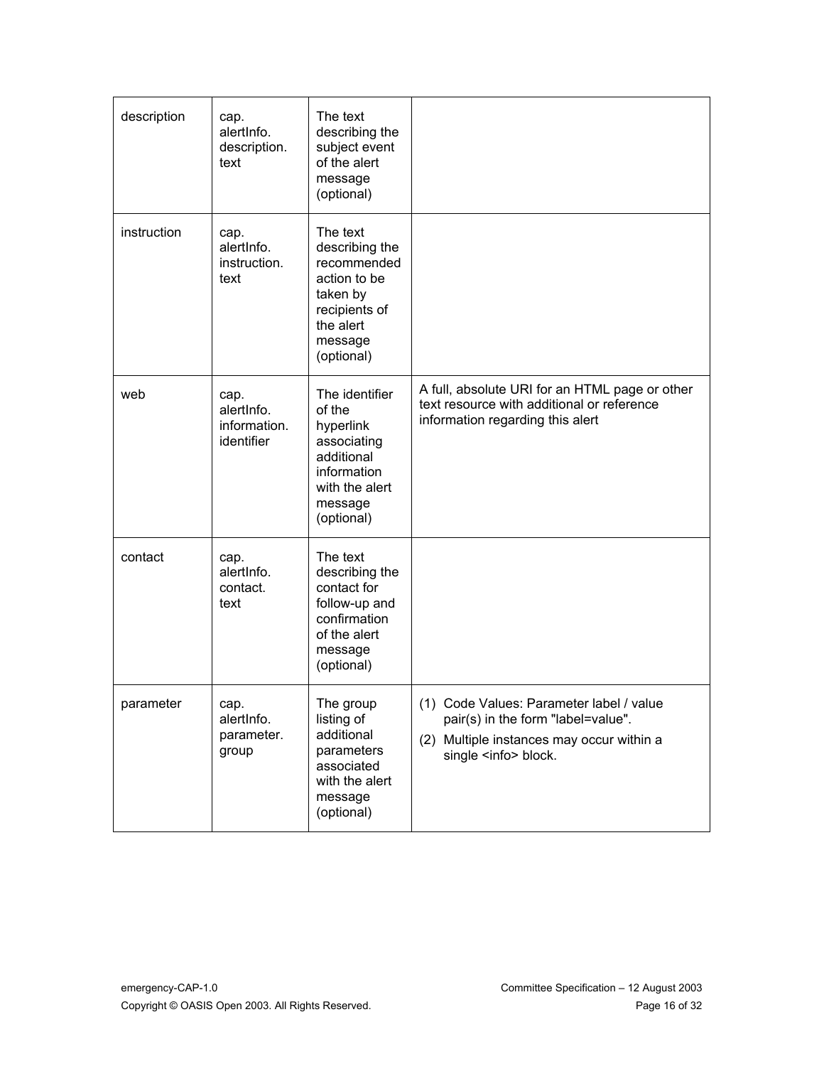| description | cap. alertInfo. description. text | The text describing the subject event of the alert message (optional) | |
|---|---|---|---|
| instruction | cap. alertInfo. instruction. text | The text describing the recommended action to be taken by recipients of the alert message (optional) | |
| web | cap. alertInfo. information. identifier | The identifier of the hyperlink associating additional information with the alert message (optional) | A full, absolute URI for an HTML page or other text resource with additional or reference information regarding this alert |
| contact | cap. alertInfo. contact. text | The text describing the contact for follow-up and confirmation of the alert message (optional) | |
| parameter | cap. alertInfo. parameter. group | The group listing of additional parameters associated with the alert message (optional) | (1) Code Values: Parameter label / value pair(s) in the form "label=value".<br>(2) Multiple instances may occur within a single <info> block. |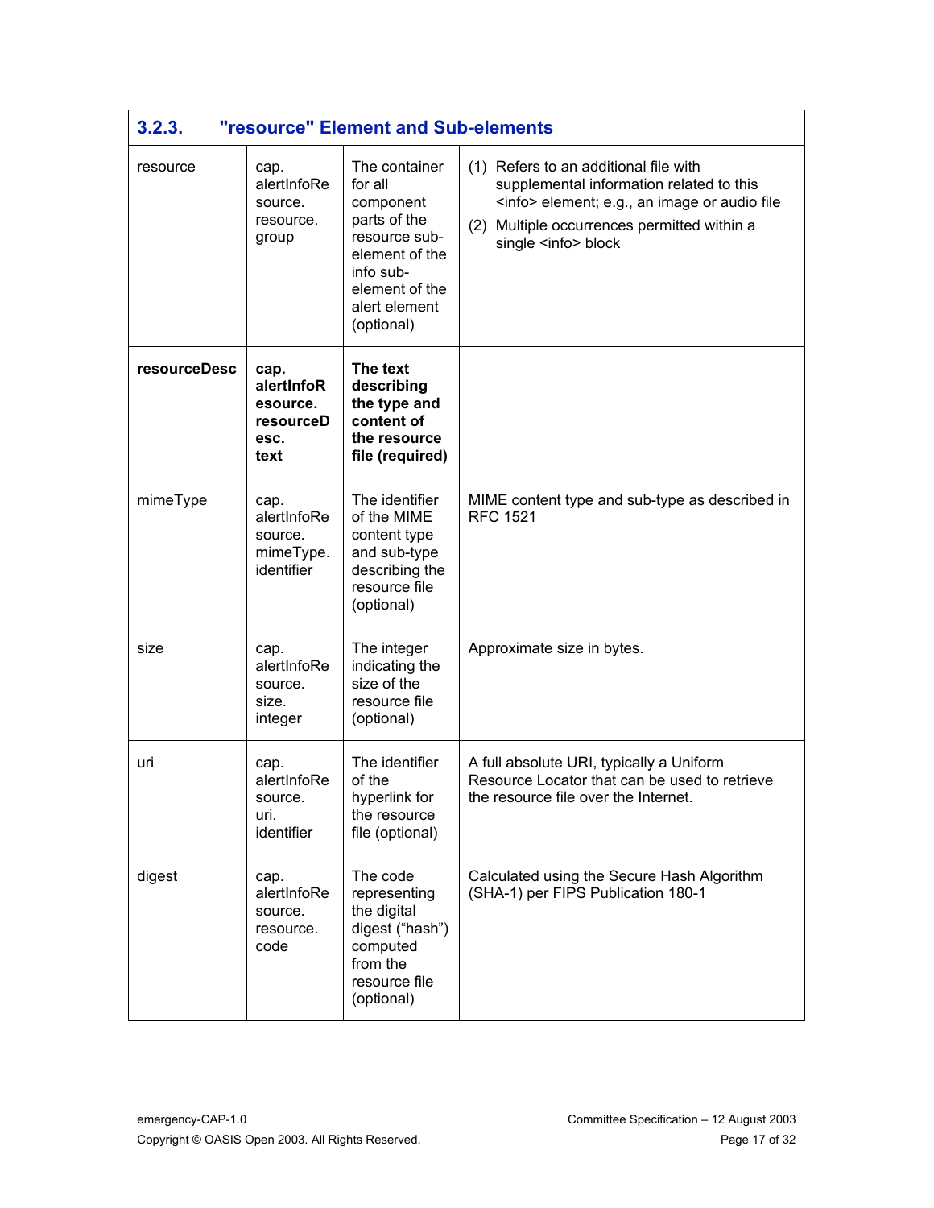| 3.2.3. "resource" Element and Sub-elements | | | |
|---|---|---|---|
| resource | cap.alertInfoResource.resource.group | The container for all component parts of the resource sub-element of the info sub-element of the alert element (optional) | (1) Refers to an additional file with supplemental information related to this <info> element; e.g., an image or audio file<br>(2) Multiple occurrences permitted within a single <info> block |
| **resourceDesc** | **cap.alertInfoResource.resourceDesc.text** | **The text describing the type and content of the resource file (required)** | |
| mimeType | cap.alertInfoResource.mimeType.identifier | The identifier of the MIME content type and sub-type describing the resource file (optional) | MIME content type and sub-type as described in RFC 1521 |
| size | cap.alertInfoResource.size.integer | The integer indicating the size of the resource file (optional) | Approximate size in bytes. |
| uri | cap.alertInfoResource.uri.identifier | The identifier of the hyperlink for the resource file (optional) | A full absolute URI, typically a Uniform Resource Locator that can be used to retrieve the resource file over the Internet. |
| digest | cap.alertInfoResource.resource.code | The code representing the digital digest ("hash") computed from the resource file (optional) | Calculated using the Secure Hash Algorithm (SHA-1) per FIPS Publication 180-1 |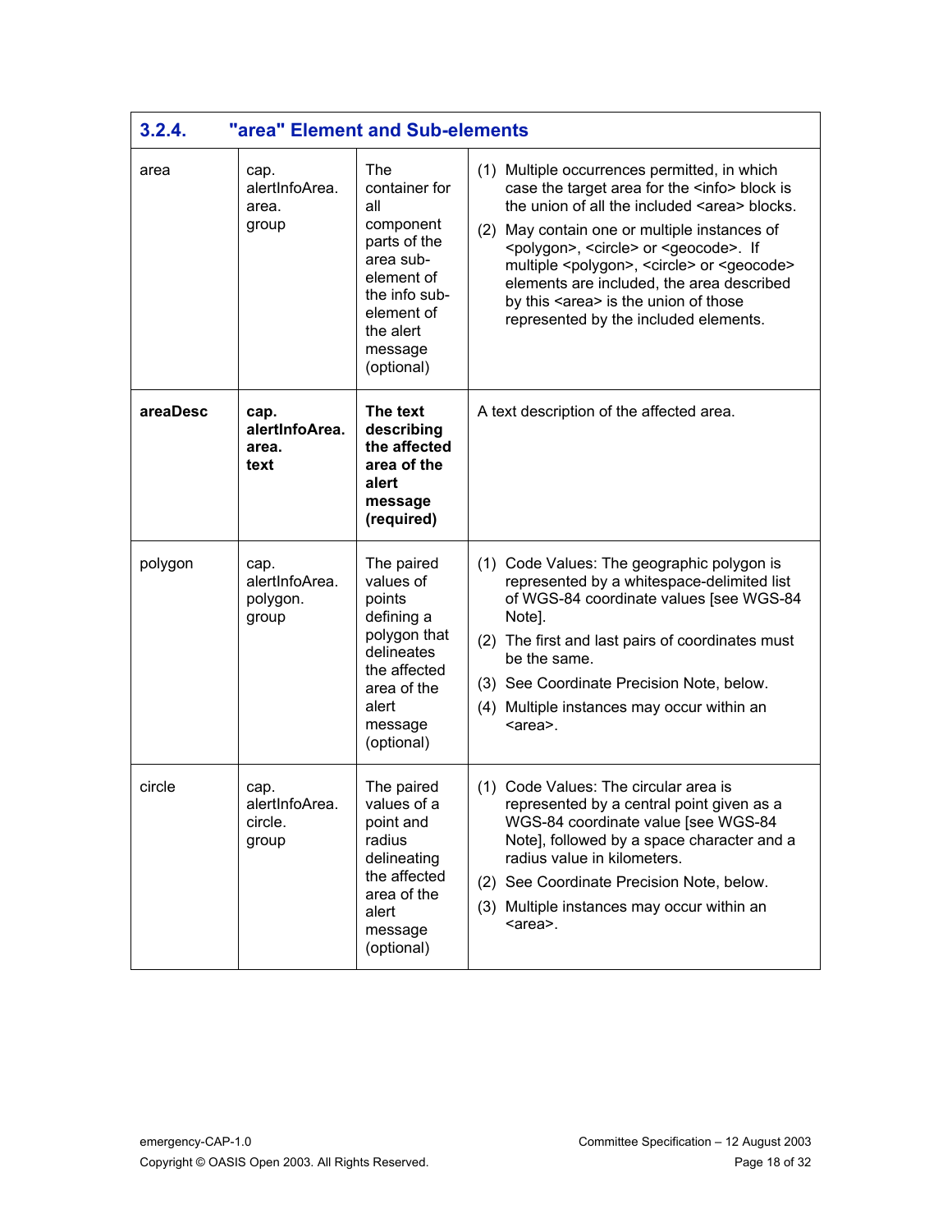### 3.2.4. "area" Element and Sub-elements

| | | | |
|---|---|---|---|
| area | cap. alertInfoArea. area. group | The container for all component parts of the area sub-element of the info sub-element of the alert message (optional) | (1) Multiple occurrences permitted, in which case the target area for the <info> block is the union of all the included <area> blocks.<br>(2) May contain one or multiple instances of <polygon>, <circle> or <geocode>. If multiple <polygon>, <circle> or <geocode> elements are included, the area described by this <area> is the union of those represented by the included elements. |
| **areaDesc** | **cap. alertInfoArea. area. text** | **The text describing the affected area of the alert message (required)** | A text description of the affected area. |
| polygon | cap. alertInfoArea. polygon. group | The paired values of points defining a polygon that delineates the affected area of the alert message (optional) | (1) Code Values: The geographic polygon is represented by a whitespace-delimited list of WGS-84 coordinate values [see WGS-84 Note].<br>(2) The first and last pairs of coordinates must be the same.<br>(3) See Coordinate Precision Note, below.<br>(4) Multiple instances may occur within an <area>. |
| circle | cap. alertInfoArea. circle. group | The paired values of a point and radius delineating the affected area of the alert message (optional) | (1) Code Values: The circular area is represented by a central point given as a WGS-84 coordinate value [see WGS-84 Note], followed by a space character and a radius value in kilometers.<br>(2) See Coordinate Precision Note, below.<br>(3) Multiple instances may occur within an <area>. |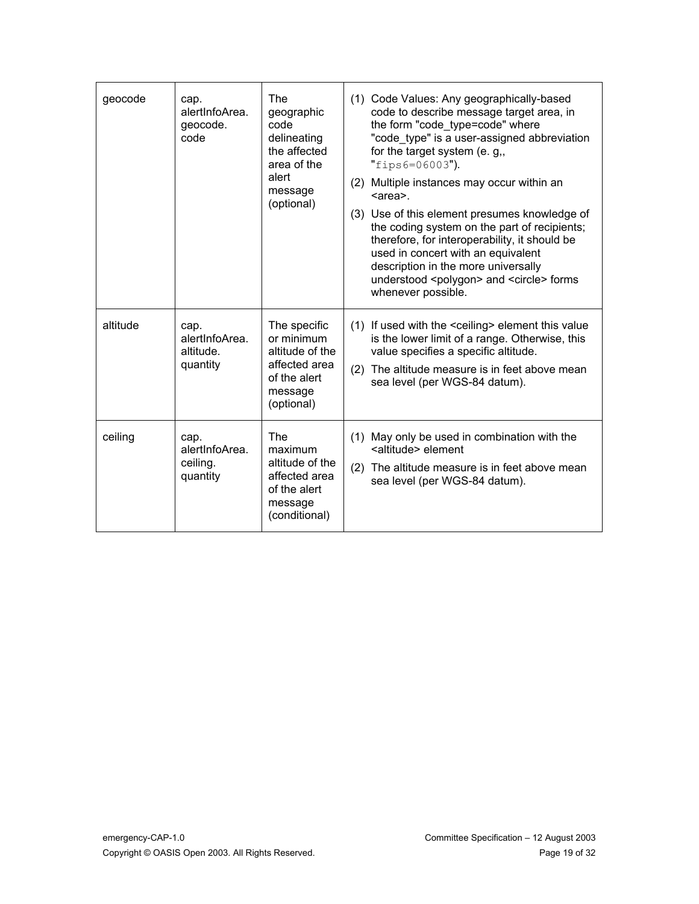| | | | |
|---|---|---|---|
| geocode | cap. alertInfoArea. geocode. code | The geographic code delineating the affected area of the alert message (optional) | (1) Code Values: Any geographically-based code to describe message target area, in the form "code_type=code" where "code_type" is a user-assigned abbreviation for the target system (e. g,, "`fips6=06003`").<br>(2) Multiple instances may occur within an <area>.<br>(3) Use of this element presumes knowledge of the coding system on the part of recipients; therefore, for interoperability, it should be used in concert with an equivalent description in the more universally understood <polygon> and <circle> forms whenever possible. |
| altitude | cap. alertInfoArea. altitude. quantity | The specific or minimum altitude of the affected area of the alert message (optional) | (1) If used with the <ceiling> element this value is the lower limit of a range. Otherwise, this value specifies a specific altitude.<br>(2) The altitude measure is in feet above mean sea level (per WGS-84 datum). |
| ceiling | cap. alertInfoArea. ceiling. quantity | The maximum altitude of the affected area of the alert message (conditional) | (1) May only be used in combination with the <altitude> element<br>(2) The altitude measure is in feet above mean sea level (per WGS-84 datum). |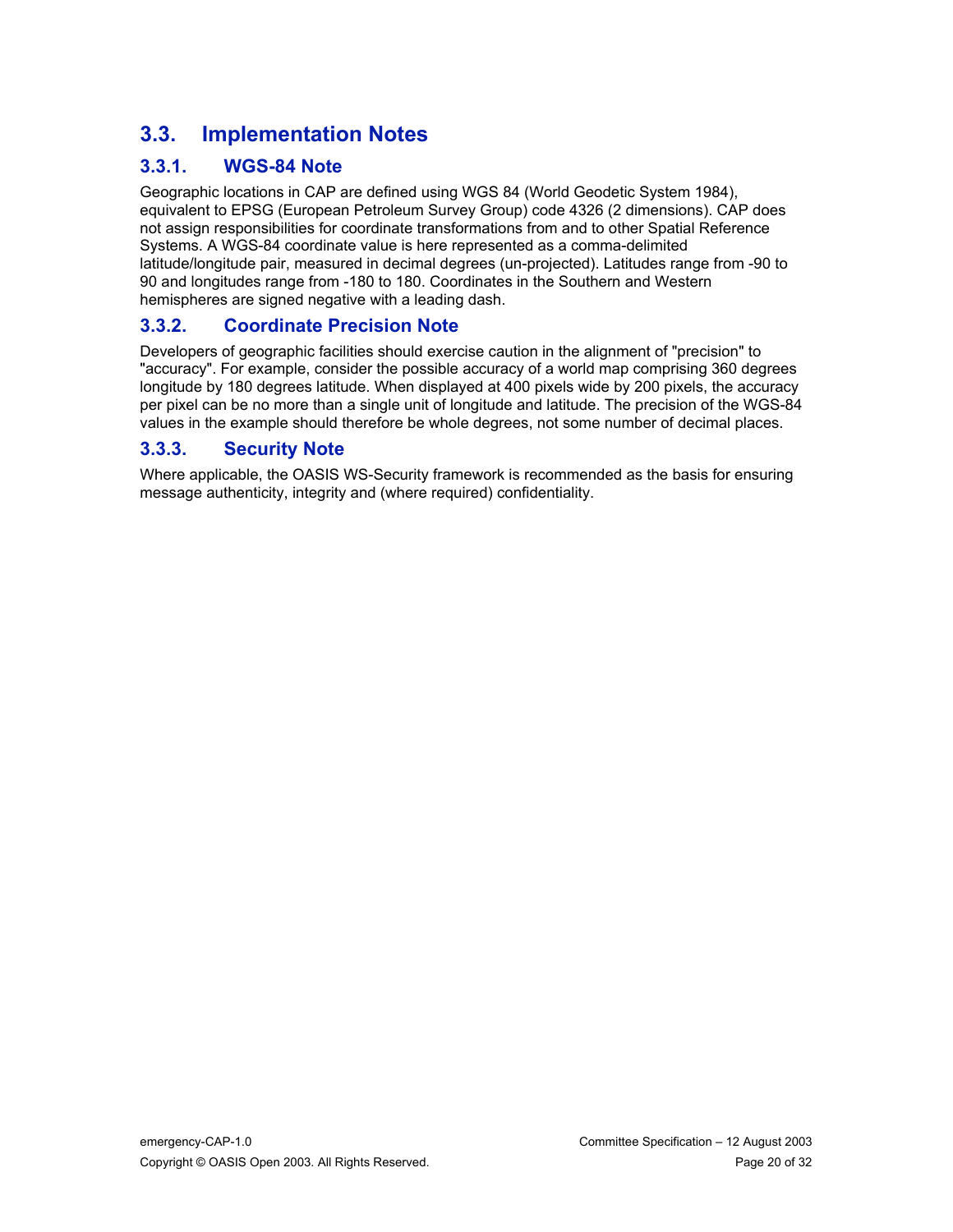## 3.3. Implementation Notes

### 3.3.1. WGS-84 Note

Geographic locations in CAP are defined using WGS 84 (World Geodetic System 1984), equivalent to EPSG (European Petroleum Survey Group) code 4326 (2 dimensions). CAP does not assign responsibilities for coordinate transformations from and to other Spatial Reference Systems. A WGS-84 coordinate value is here represented as a comma-delimited latitude/longitude pair, measured in decimal degrees (un-projected). Latitudes range from -90 to 90 and longitudes range from -180 to 180. Coordinates in the Southern and Western hemispheres are signed negative with a leading dash.

### 3.3.2. Coordinate Precision Note

Developers of geographic facilities should exercise caution in the alignment of "precision" to "accuracy". For example, consider the possible accuracy of a world map comprising 360 degrees longitude by 180 degrees latitude. When displayed at 400 pixels wide by 200 pixels, the accuracy per pixel can be no more than a single unit of longitude and latitude. The precision of the WGS-84 values in the example should therefore be whole degrees, not some number of decimal places.

### 3.3.3. Security Note

Where applicable, the OASIS WS-Security framework is recommended as the basis for ensuring message authenticity, integrity and (where required) confidentiality.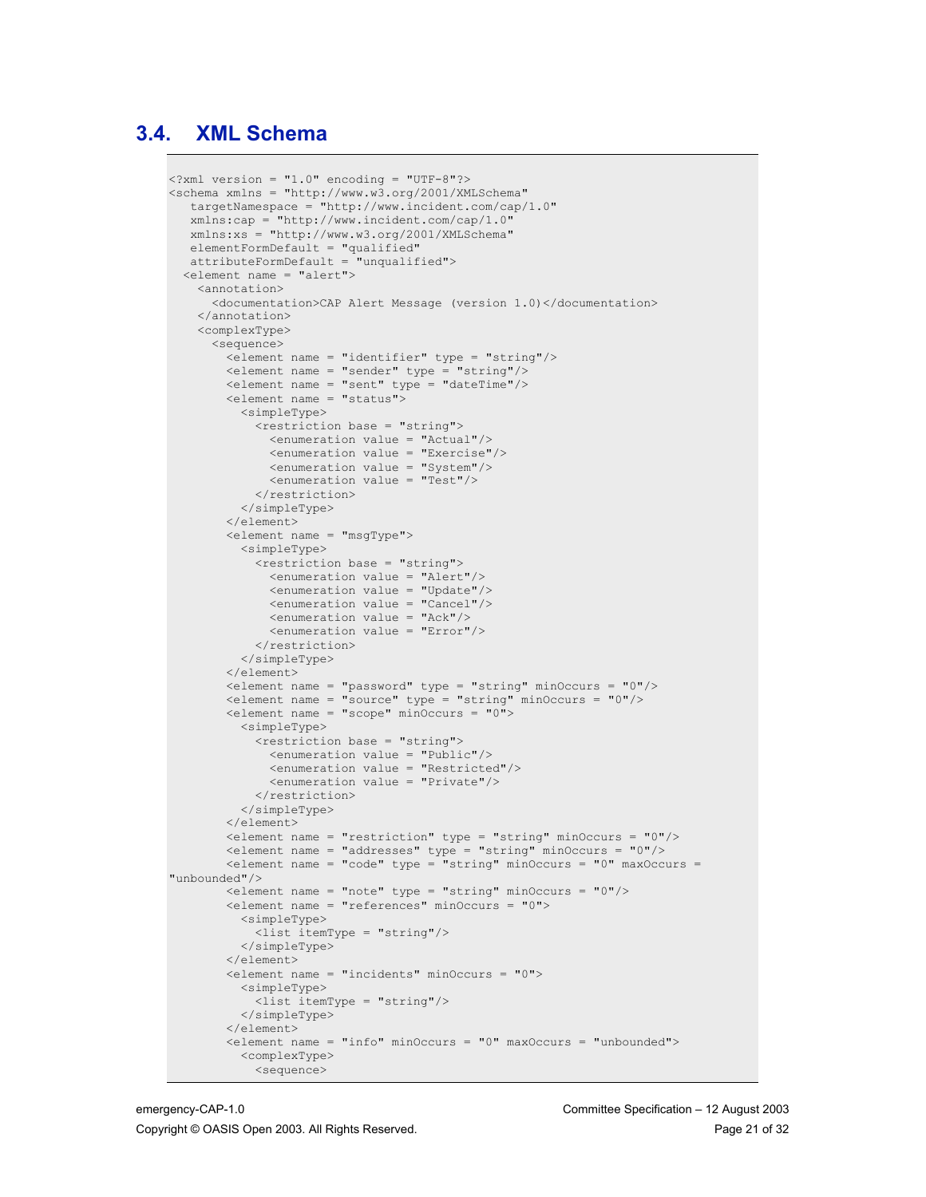## 3.4. XML Schema

```
<?xml version = "1.0" encoding = "UTF-8"?>
<schema xmlns = "http://www.w3.org/2001/XMLSchema"
   targetNamespace = "http://www.incident.com/cap/1.0"
   xmlns:cap = "http://www.incident.com/cap/1.0"
   xmlns:xs = "http://www.w3.org/2001/XMLSchema"
   elementFormDefault = "qualified"
   attributeFormDefault = "unqualified">
  <element name = "alert">
    <annotation>
      <documentation>CAP Alert Message (version 1.0)</documentation>
    </annotation>
    <complexType>
      <sequence>
        <element name = "identifier" type = "string"/>
        <element name = "sender" type = "string"/>
        <element name = "sent" type = "dateTime"/>
        <element name = "status">
          <simpleType>
            <restriction base = "string">
              <enumeration value = "Actual"/>
              <enumeration value = "Exercise"/>
              <enumeration value = "System"/>
              <enumeration value = "Test"/>
            </restriction>
          </simpleType>
        </element>
        <element name = "msgType">
          <simpleType>
            <restriction base = "string">
              <enumeration value = "Alert"/>
              <enumeration value = "Update"/>
              <enumeration value = "Cancel"/>
              <enumeration value = "Ack"/>
              <enumeration value = "Error"/>
            </restriction>
          </simpleType>
        </element>
        <element name = "password" type = "string" minOccurs = "0"/>
        <element name = "source" type = "string" minOccurs = "0"/>
        <element name = "scope" minOccurs = "0">
          <simpleType>
            <restriction base = "string">
              <enumeration value = "Public"/>
              <enumeration value = "Restricted"/>
              <enumeration value = "Private"/>
            </restriction>
          </simpleType>
        </element>
        <element name = "restriction" type = "string" minOccurs = "0"/>
        <element name = "addresses" type = "string" minOccurs = "0"/>
        <element name = "code" type = "string" minOccurs = "0" maxOccurs = 
"unbounded"/>
        <element name = "note" type = "string" minOccurs = "0"/>
        <element name = "references" minOccurs = "0">
          <simpleType>
            <list itemType = "string"/>
          </simpleType>
        </element>
        <element name = "incidents" minOccurs = "0">
          <simpleType>
            <list itemType = "string"/>
          </simpleType>
        </element>
        <element name = "info" minOccurs = "0" maxOccurs = "unbounded">
          <complexType>
            <sequence>
```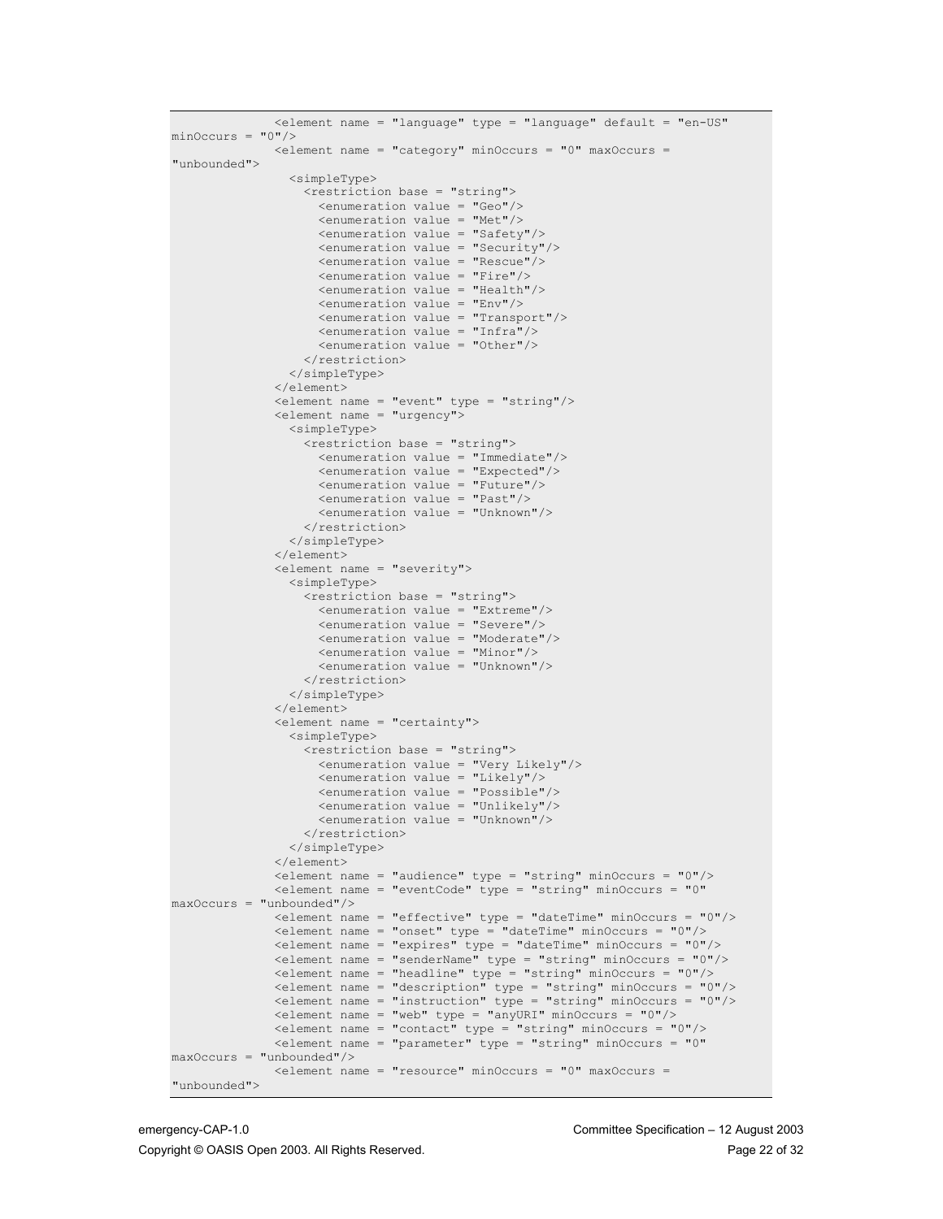```
            <element name = "language" type = "language" default = "en-US"
minOccurs = "0"/>
            <element name = "category" minOccurs = "0" maxOccurs =
"unbounded">
              <simpleType>
                <restriction base = "string">
                  <enumeration value = "Geo"/>
                  <enumeration value = "Met"/>
                  <enumeration value = "Safety"/>
                  <enumeration value = "Security"/>
                  <enumeration value = "Rescue"/>
                  <enumeration value = "Fire"/>
                  <enumeration value = "Health"/>
                  <enumeration value = "Env"/>
                  <enumeration value = "Transport"/>
                  <enumeration value = "Infra"/>
                  <enumeration value = "Other"/>
                </restriction>
              </simpleType>
            </element>
            <element name = "event" type = "string"/>
            <element name = "urgency">
              <simpleType>
                <restriction base = "string">
                  <enumeration value = "Immediate"/>
                  <enumeration value = "Expected"/>
                  <enumeration value = "Future"/>
                  <enumeration value = "Past"/>
                  <enumeration value = "Unknown"/>
                </restriction>
              </simpleType>
            </element>
            <element name = "severity">
              <simpleType>
                <restriction base = "string">
                  <enumeration value = "Extreme"/>
                  <enumeration value = "Severe"/>
                  <enumeration value = "Moderate"/>
                  <enumeration value = "Minor"/>
                  <enumeration value = "Unknown"/>
                </restriction>
              </simpleType>
            </element>
            <element name = "certainty">
              <simpleType>
                <restriction base = "string">
                  <enumeration value = "Very Likely"/>
                  <enumeration value = "Likely"/>
                  <enumeration value = "Possible"/>
                  <enumeration value = "Unlikely"/>
                  <enumeration value = "Unknown"/>
                </restriction>
              </simpleType>
            </element>
            <element name = "audience" type = "string" minOccurs = "0"/>
            <element name = "eventCode" type = "string" minOccurs = "0"
maxOccurs = "unbounded"/>
            <element name = "effective" type = "dateTime" minOccurs = "0"/>
            <element name = "onset" type = "dateTime" minOccurs = "0"/>
            <element name = "expires" type = "dateTime" minOccurs = "0"/>
            <element name = "senderName" type = "string" minOccurs = "0"/>
            <element name = "headline" type = "string" minOccurs = "0"/>
            <element name = "description" type = "string" minOccurs = "0"/>
            <element name = "instruction" type = "string" minOccurs = "0"/>
            <element name = "web" type = "anyURI" minOccurs = "0"/>
            <element name = "contact" type = "string" minOccurs = "0"/>
            <element name = "parameter" type = "string" minOccurs = "0"
maxOccurs = "unbounded"/>
            <element name = "resource" minOccurs = "0" maxOccurs =
"unbounded">
```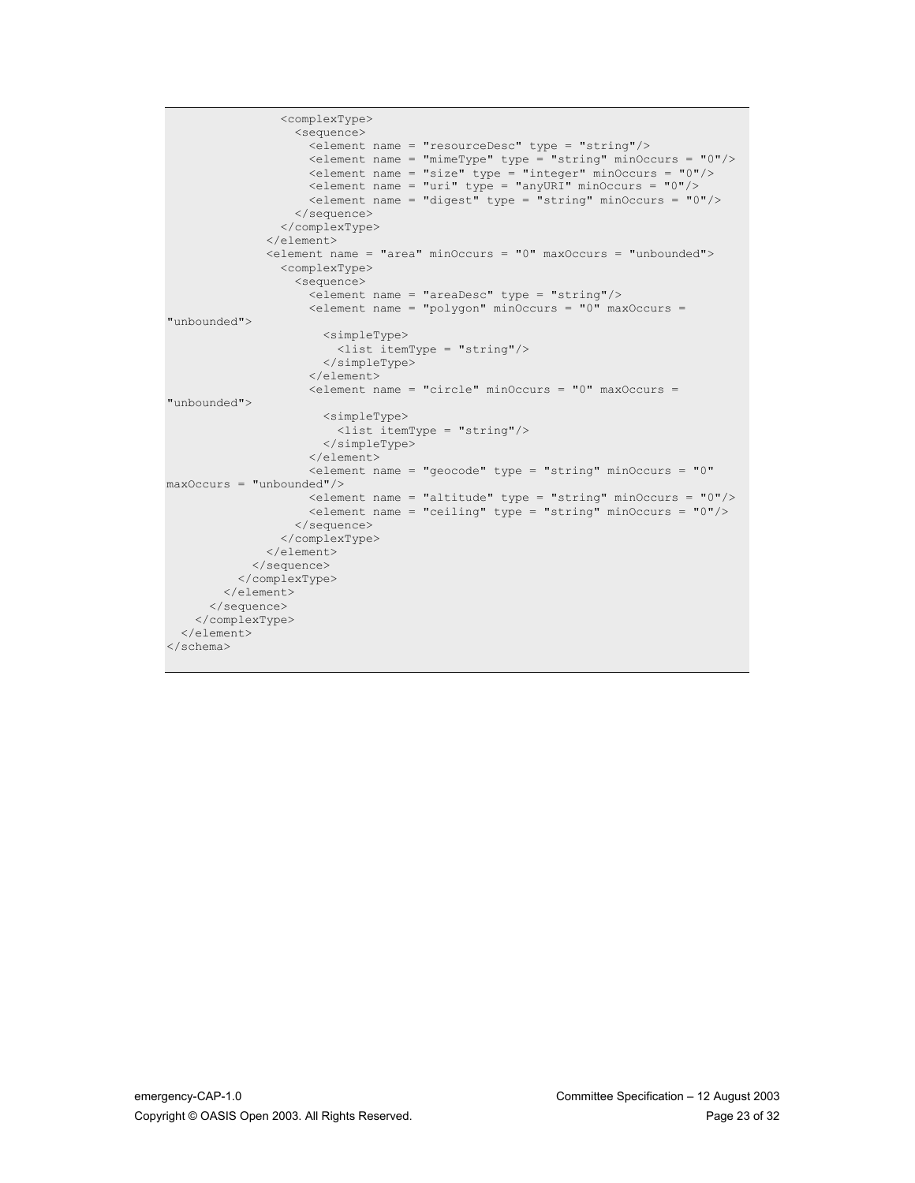```
                <complexType>
                  <sequence>
                    <element name = "resourceDesc" type = "string"/>
                    <element name = "mimeType" type = "string" minOccurs = "0"/>
                    <element name = "size" type = "integer" minOccurs = "0"/>
                    <element name = "uri" type = "anyURI" minOccurs = "0"/>
                    <element name = "digest" type = "string" minOccurs = "0"/>
                  </sequence>
                </complexType>
              </element>
              <element name = "area" minOccurs = "0" maxOccurs = "unbounded">
                <complexType>
                  <sequence>
                    <element name = "areaDesc" type = "string"/>
                    <element name = "polygon" minOccurs = "0" maxOccurs =
"unbounded">
                      <simpleType>
                        <list itemType = "string"/>
                      </simpleType>
                    </element>
                    <element name = "circle" minOccurs = "0" maxOccurs =
"unbounded">
                      <simpleType>
                        <list itemType = "string"/>
                      </simpleType>
                    </element>
                    <element name = "geocode" type = "string" minOccurs = "0"
maxOccurs = "unbounded"/>
                    <element name = "altitude" type = "string" minOccurs = "0"/>
                    <element name = "ceiling" type = "string" minOccurs = "0"/>
                  </sequence>
                </complexType>
              </element>
            </sequence>
          </complexType>
        </element>
      </sequence>
    </complexType>
  </element>
</schema>
```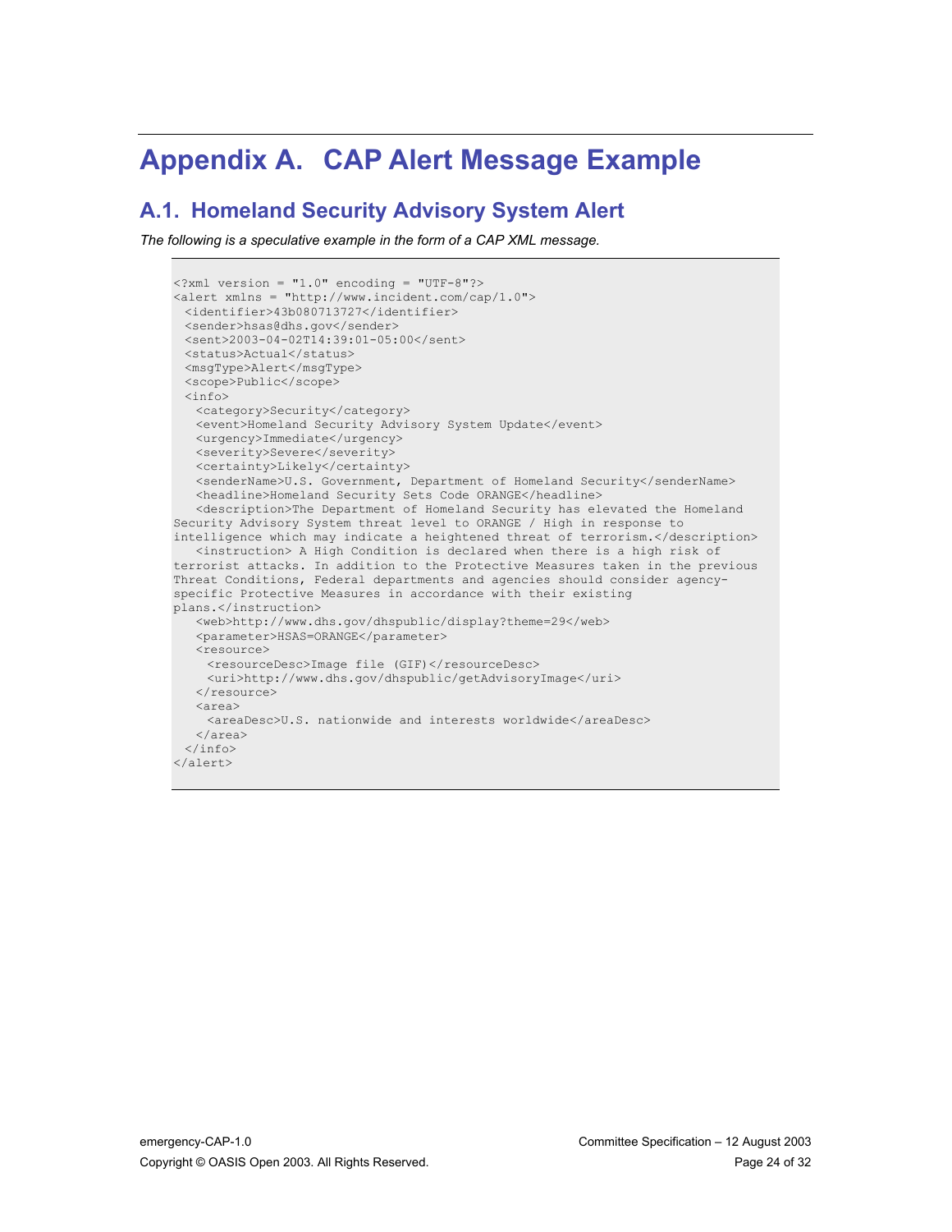# Appendix A. CAP Alert Message Example

## A.1. Homeland Security Advisory System Alert

*The following is a speculative example in the form of a CAP XML message.*

```
<?xml version = "1.0" encoding = "UTF-8"?>
<alert xmlns = "http://www.incident.com/cap/1.0">
  <identifier>43b080713727</identifier>
  <sender>hsas@dhs.gov</sender>
  <sent>2003-04-02T14:39:01-05:00</sent>
  <status>Actual</status>
  <msgType>Alert</msgType>
  <scope>Public</scope>
  <info>
    <category>Security</category>
    <event>Homeland Security Advisory System Update</event>
    <urgency>Immediate</urgency>
    <severity>Severe</severity>
    <certainty>Likely</certainty>
    <senderName>U.S. Government, Department of Homeland Security</senderName>
    <headline>Homeland Security Sets Code ORANGE</headline>
    <description>The Department of Homeland Security has elevated the Homeland
Security Advisory System threat level to ORANGE / High in response to
intelligence which may indicate a heightened threat of terrorism.</description>
    <instruction> A High Condition is declared when there is a high risk of
terrorist attacks. In addition to the Protective Measures taken in the previous
Threat Conditions, Federal departments and agencies should consider agency-
specific Protective Measures in accordance with their existing
plans.</instruction>
    <web>http://www.dhs.gov/dhspublic/display?theme=29</web>
    <parameter>HSAS=ORANGE</parameter>
    <resource>
      <resourceDesc>Image file (GIF)</resourceDesc>
      <uri>http://www.dhs.gov/dhspublic/getAdvisoryImage</uri>
    </resource>
    <area>
      <areaDesc>U.S. nationwide and interests worldwide</areaDesc>
    </area>
  </info>
</alert>
```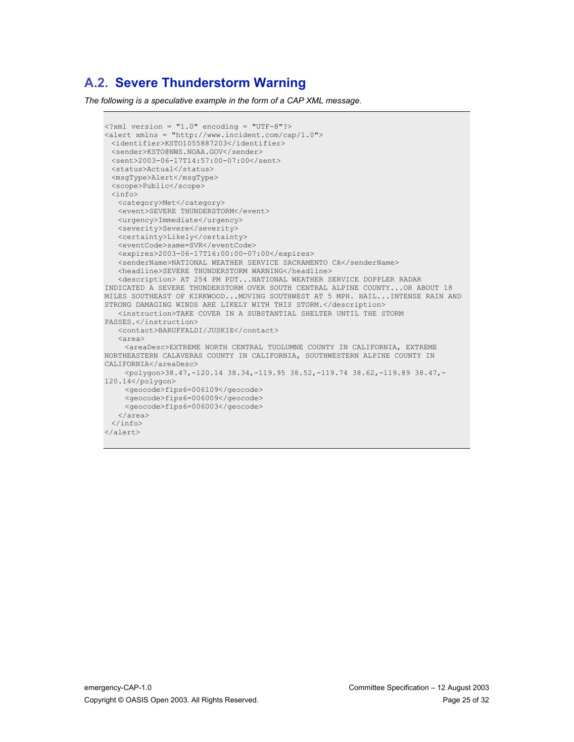## A.2. Severe Thunderstorm Warning

*The following is a speculative example in the form of a CAP XML message.*

```
<?xml version = "1.0" encoding = "UTF-8"?>
<alert xmlns = "http://www.incident.com/cap/1.0">
  <identifier>KSTO1055887203</identifier>
  <sender>KSTO@NWS.NOAA.GOV</sender>
  <sent>2003-06-17T14:57:00-07:00</sent>
  <status>Actual</status>
  <msgType>Alert</msgType>
  <scope>Public</scope>
  <info>
    <category>Met</category>
    <event>SEVERE THUNDERSTORM</event>
    <urgency>Immediate</urgency>
    <severity>Severe</severity>
    <certainty>Likely</certainty>
    <eventCode>same=SVR</eventCode>
    <expires>2003-06-17T16:00:00-07:00</expires>
    <senderName>NATIONAL WEATHER SERVICE SACRAMENTO CA</senderName>
    <headline>SEVERE THUNDERSTORM WARNING</headline>
    <description> AT 254 PM PDT...NATIONAL WEATHER SERVICE DOPPLER RADAR 
INDICATED A SEVERE THUNDERSTORM OVER SOUTH CENTRAL ALPINE COUNTY...OR ABOUT 18 
MILES SOUTHEAST OF KIRKWOOD...MOVING SOUTHWEST AT 5 MPH. HAIL...INTENSE RAIN AND 
STRONG DAMAGING WINDS ARE LIKELY WITH THIS STORM.</description>
    <instruction>TAKE COVER IN A SUBSTANTIAL SHELTER UNTIL THE STORM 
PASSES.</instruction>
    <contact>BARUFFALDI/JUSKIE</contact>
    <area>
      <areaDesc>EXTREME NORTH CENTRAL TUOLUMNE COUNTY IN CALIFORNIA, EXTREME 
NORTHEASTERN CALAVERAS COUNTY IN CALIFORNIA, SOUTHWESTERN ALPINE COUNTY IN 
CALIFORNIA</areaDesc>
      <polygon>38.47,-120.14 38.34,-119.95 38.52,-119.74 38.62,-119.89 38.47,-
120.14</polygon>
      <geocode>fips6=006109</geocode>
      <geocode>fips6=006009</geocode>
      <geocode>fips6=006003</geocode>
    </area>
  </info>
</alert>
```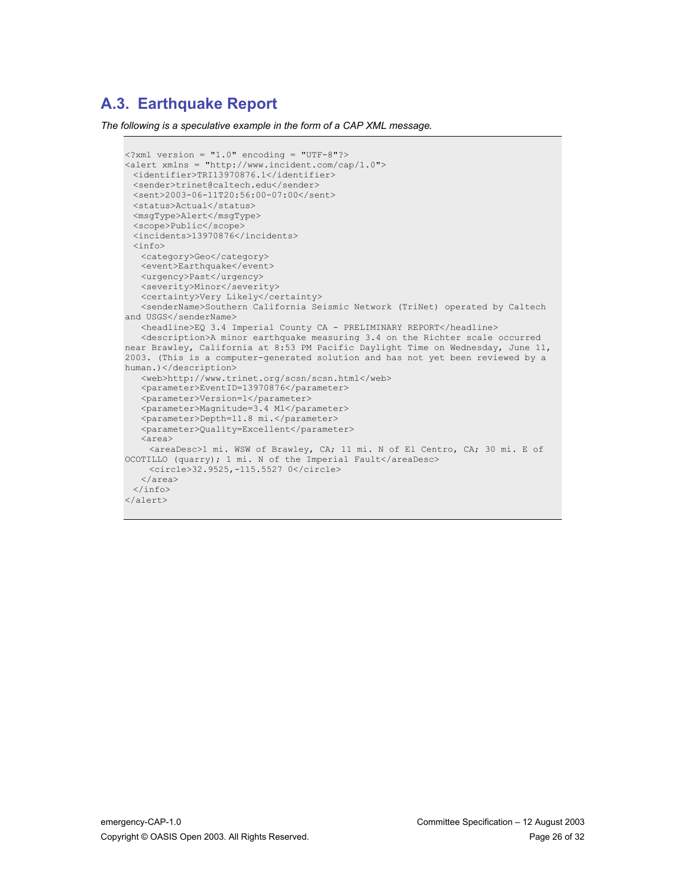## A.3. Earthquake Report

*The following is a speculative example in the form of a CAP XML message.*

```
<?xml version = "1.0" encoding = "UTF-8"?>
<alert xmlns = "http://www.incident.com/cap/1.0">
  <identifier>TRI13970876.1</identifier>
  <sender>trinet@caltech.edu</sender>
  <sent>2003-06-11T20:56:00-07:00</sent>
  <status>Actual</status>
  <msgType>Alert</msgType>
  <scope>Public</scope>
  <incidents>13970876</incidents>
  <info>
    <category>Geo</category>
    <event>Earthquake</event>
    <urgency>Past</urgency>
    <severity>Minor</severity>
    <certainty>Very Likely</certainty>
    <senderName>Southern California Seismic Network (TriNet) operated by Caltech
and USGS</senderName>
    <headline>EQ 3.4 Imperial County CA - PRELIMINARY REPORT</headline>
    <description>A minor earthquake measuring 3.4 on the Richter scale occurred
near Brawley, California at 8:53 PM Pacific Daylight Time on Wednesday, June 11,
2003. (This is a computer-generated solution and has not yet been reviewed by a
human.)</description>
    <web>http://www.trinet.org/scsn/scsn.html</web>
    <parameter>EventID=13970876</parameter>
    <parameter>Version=1</parameter>
    <parameter>Magnitude=3.4 Ml</parameter>
    <parameter>Depth=11.8 mi.</parameter>
    <parameter>Quality=Excellent</parameter>
    <area>
      <areaDesc>1 mi. WSW of Brawley, CA; 11 mi. N of El Centro, CA; 30 mi. E of
OCOTILLO (quarry); 1 mi. N of the Imperial Fault</areaDesc>
      <circle>32.9525,-115.5527 0</circle>
    </area>
  </info>
</alert>
```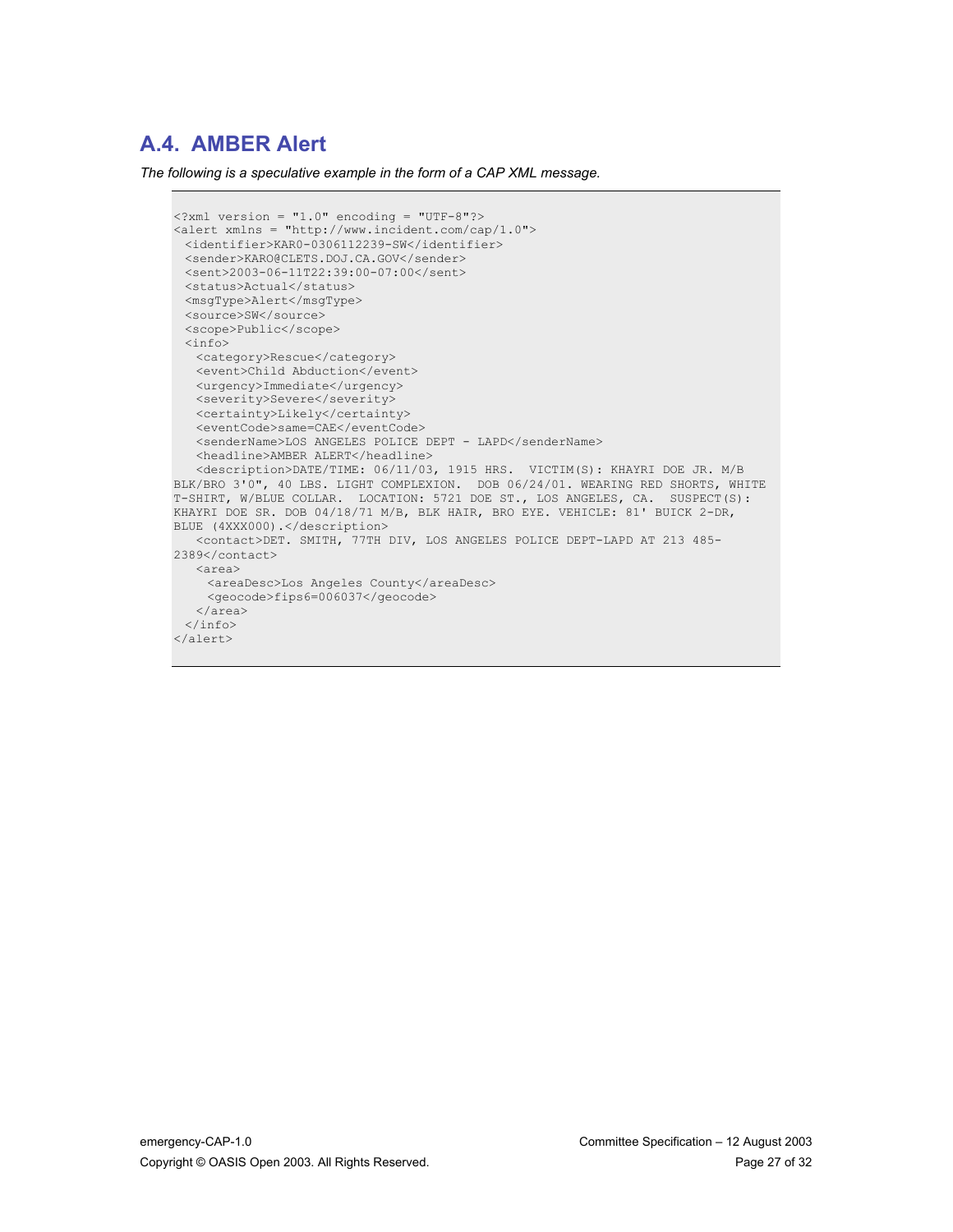## A.4. AMBER Alert

*The following is a speculative example in the form of a CAP XML message.*

```
<?xml version = "1.0" encoding = "UTF-8"?>
<alert xmlns = "http://www.incident.com/cap/1.0">
  <identifier>KAR0-0306112239-SW</identifier>
  <sender>KARO@CLETS.DOJ.CA.GOV</sender>
  <sent>2003-06-11T22:39:00-07:00</sent>
  <status>Actual</status>
  <msgType>Alert</msgType>
  <source>SW</source>
  <scope>Public</scope>
  <info>
    <category>Rescue</category>
    <event>Child Abduction</event>
    <urgency>Immediate</urgency>
    <severity>Severe</severity>
    <certainty>Likely</certainty>
    <eventCode>same=CAE</eventCode>
    <senderName>LOS ANGELES POLICE DEPT - LAPD</senderName>
    <headline>AMBER ALERT</headline>
    <description>DATE/TIME: 06/11/03, 1915 HRS.  VICTIM(S): KHAYRI DOE JR. M/B
BLK/BRO 3'0", 40 LBS. LIGHT COMPLEXION.  DOB 06/24/01. WEARING RED SHORTS, WHITE
T-SHIRT, W/BLUE COLLAR.  LOCATION: 5721 DOE ST., LOS ANGELES, CA.  SUSPECT(S):
KHAYRI DOE SR. DOB 04/18/71 M/B, BLK HAIR, BRO EYE. VEHICLE: 81' BUICK 2-DR,
BLUE (4XXX000).</description>
    <contact>DET. SMITH, 77TH DIV, LOS ANGELES POLICE DEPT-LAPD AT 213 485-
2389</contact>
    <area>
      <areaDesc>Los Angeles County</areaDesc>
      <geocode>fips6=006037</geocode>
    </area>
  </info>
</alert>
```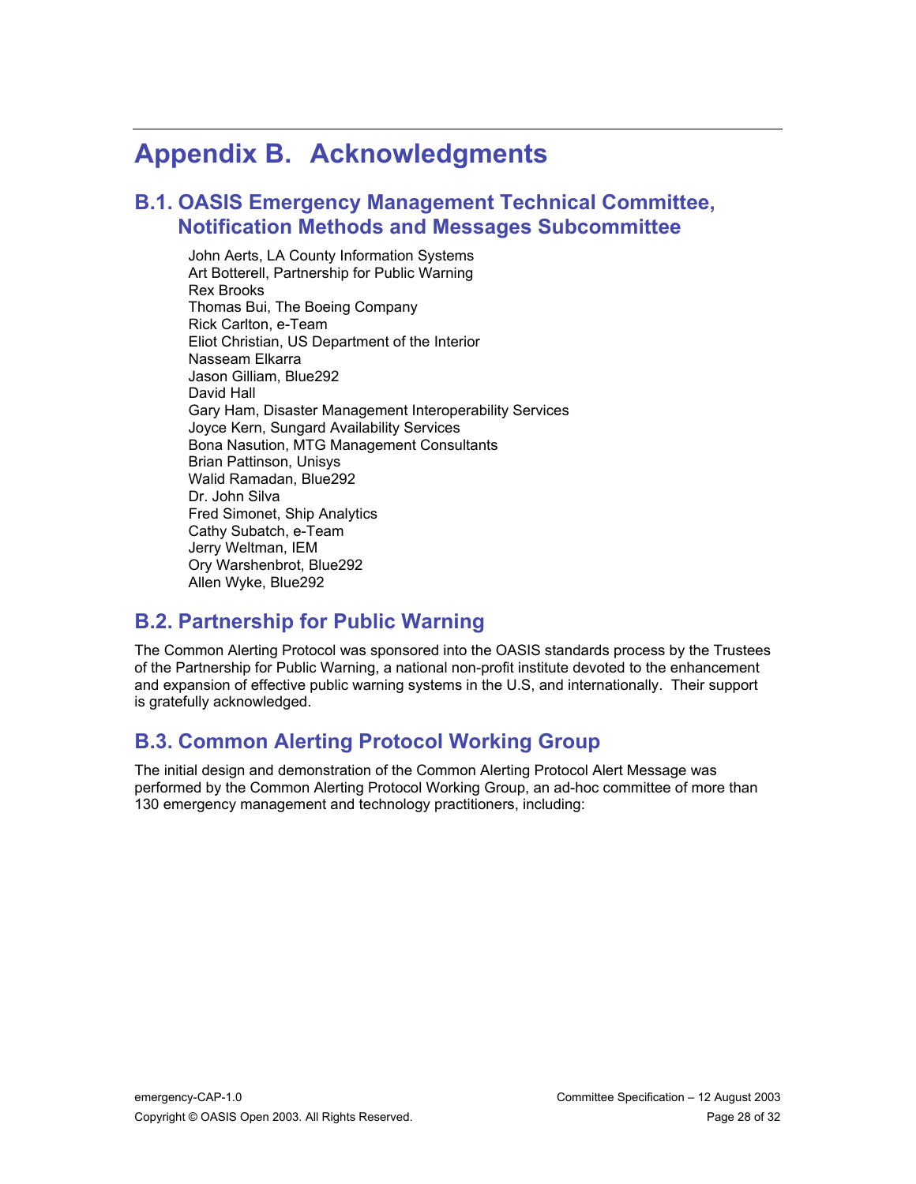# Appendix B. Acknowledgments

## B.1. OASIS Emergency Management Technical Committee, Notification Methods and Messages Subcommittee

John Aerts, LA County Information Systems
Art Botterell, Partnership for Public Warning
Rex Brooks
Thomas Bui, The Boeing Company
Rick Carlton, e-Team
Eliot Christian, US Department of the Interior
Nasseam Elkarra
Jason Gilliam, Blue292
David Hall
Gary Ham, Disaster Management Interoperability Services
Joyce Kern, Sungard Availability Services
Bona Nasution, MTG Management Consultants
Brian Pattinson, Unisys
Walid Ramadan, Blue292
Dr. John Silva
Fred Simonet, Ship Analytics
Cathy Subatch, e-Team
Jerry Weltman, IEM
Ory Warshenbrot, Blue292
Allen Wyke, Blue292

## B.2. Partnership for Public Warning

The Common Alerting Protocol was sponsored into the OASIS standards process by the Trustees of the Partnership for Public Warning, a national non-profit institute devoted to the enhancement and expansion of effective public warning systems in the U.S, and internationally. Their support is gratefully acknowledged.

## B.3. Common Alerting Protocol Working Group

The initial design and demonstration of the Common Alerting Protocol Alert Message was performed by the Common Alerting Protocol Working Group, an ad-hoc committee of more than 130 emergency management and technology practitioners, including: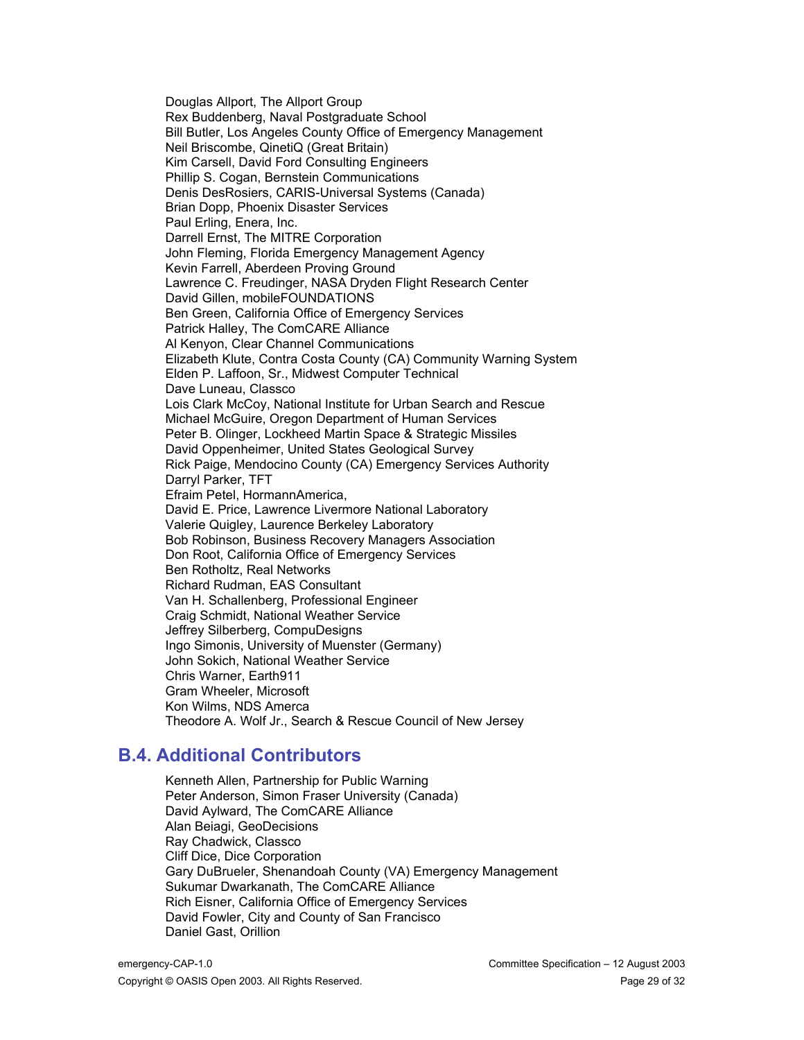Douglas Allport, The Allport Group
Rex Buddenberg, Naval Postgraduate School
Bill Butler, Los Angeles County Office of Emergency Management
Neil Briscombe, QinetiQ (Great Britain)
Kim Carsell, David Ford Consulting Engineers
Phillip S. Cogan, Bernstein Communications
Denis DesRosiers, CARIS-Universal Systems (Canada)
Brian Dopp, Phoenix Disaster Services
Paul Erling, Enera, Inc.
Darrell Ernst, The MITRE Corporation
John Fleming, Florida Emergency Management Agency
Kevin Farrell, Aberdeen Proving Ground
Lawrence C. Freudinger, NASA Dryden Flight Research Center
David Gillen, mobileFOUNDATIONS
Ben Green, California Office of Emergency Services
Patrick Halley, The ComCARE Alliance
Al Kenyon, Clear Channel Communications
Elizabeth Klute, Contra Costa County (CA) Community Warning System
Elden P. Laffoon, Sr., Midwest Computer Technical
Dave Luneau, Classco
Lois Clark McCoy, National Institute for Urban Search and Rescue
Michael McGuire, Oregon Department of Human Services
Peter B. Olinger, Lockheed Martin Space & Strategic Missiles
David Oppenheimer, United States Geological Survey
Rick Paige, Mendocino County (CA) Emergency Services Authority
Darryl Parker, TFT
Efraim Petel, HormannAmerica,
David E. Price, Lawrence Livermore National Laboratory
Valerie Quigley, Laurence Berkeley Laboratory
Bob Robinson, Business Recovery Managers Association
Don Root, California Office of Emergency Services
Ben Rotholtz, Real Networks
Richard Rudman, EAS Consultant
Van H. Schallenberg, Professional Engineer
Craig Schmidt, National Weather Service
Jeffrey Silberberg, CompuDesigns
Ingo Simonis, University of Muenster (Germany)
John Sokich, National Weather Service
Chris Warner, Earth911
Gram Wheeler, Microsoft
Kon Wilms, NDS Amerca
Theodore A. Wolf Jr., Search & Rescue Council of New Jersey

## B.4. Additional Contributors

Kenneth Allen, Partnership for Public Warning
Peter Anderson, Simon Fraser University (Canada)
David Aylward, The ComCARE Alliance
Alan Beiagi, GeoDecisions
Ray Chadwick, Classco
Cliff Dice, Dice Corporation
Gary DuBrueler, Shenandoah County (VA) Emergency Management
Sukumar Dwarkanath, The ComCARE Alliance
Rich Eisner, California Office of Emergency Services
David Fowler, City and County of San Francisco
Daniel Gast, Orillion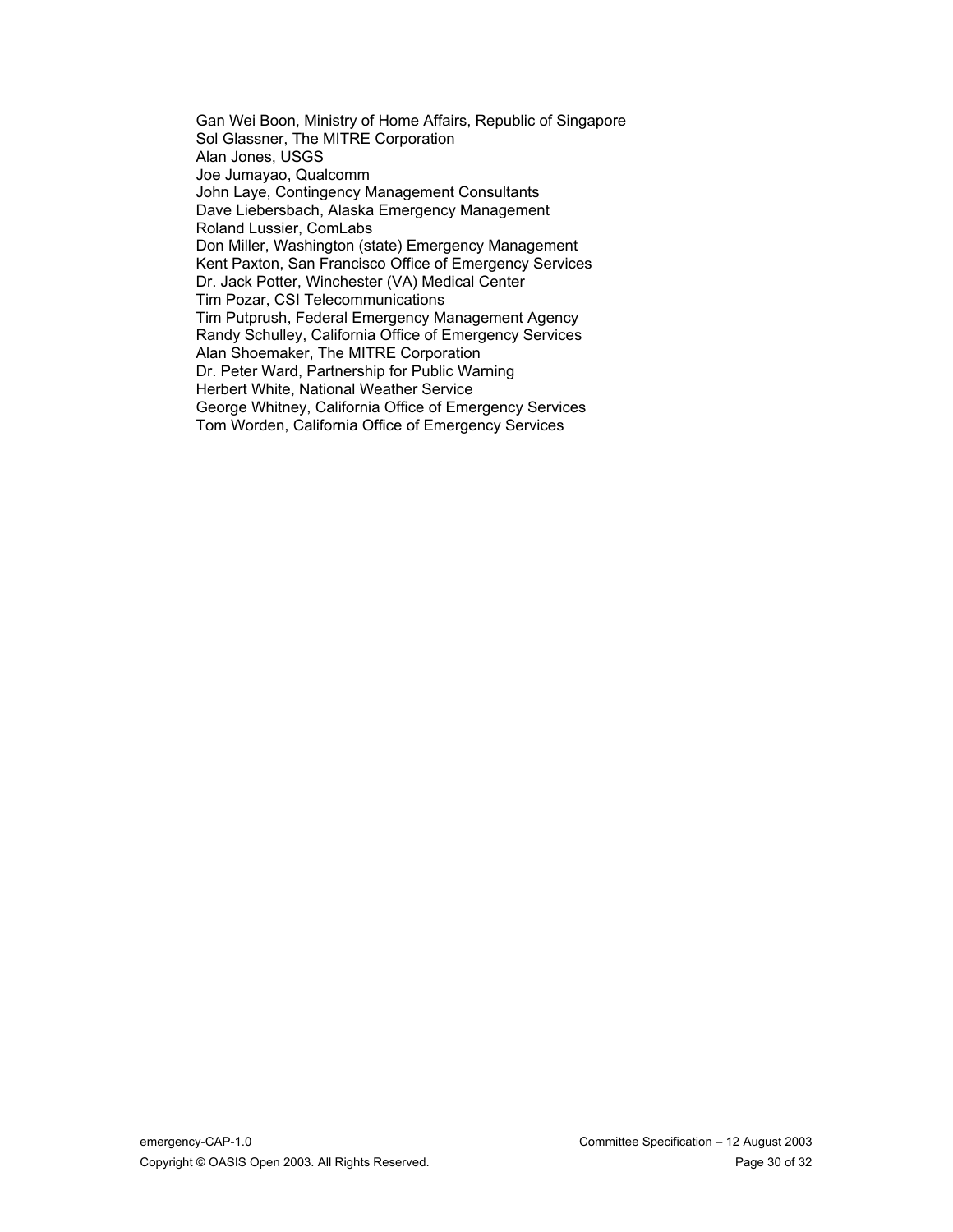Gan Wei Boon, Ministry of Home Affairs, Republic of Singapore
Sol Glassner, The MITRE Corporation
Alan Jones, USGS
Joe Jumayao, Qualcomm
John Laye, Contingency Management Consultants
Dave Liebersbach, Alaska Emergency Management
Roland Lussier, ComLabs
Don Miller, Washington (state) Emergency Management
Kent Paxton, San Francisco Office of Emergency Services
Dr. Jack Potter, Winchester (VA) Medical Center
Tim Pozar, CSI Telecommunications
Tim Putprush, Federal Emergency Management Agency
Randy Schulley, California Office of Emergency Services
Alan Shoemaker, The MITRE Corporation
Dr. Peter Ward, Partnership for Public Warning
Herbert White, National Weather Service
George Whitney, California Office of Emergency Services
Tom Worden, California Office of Emergency Services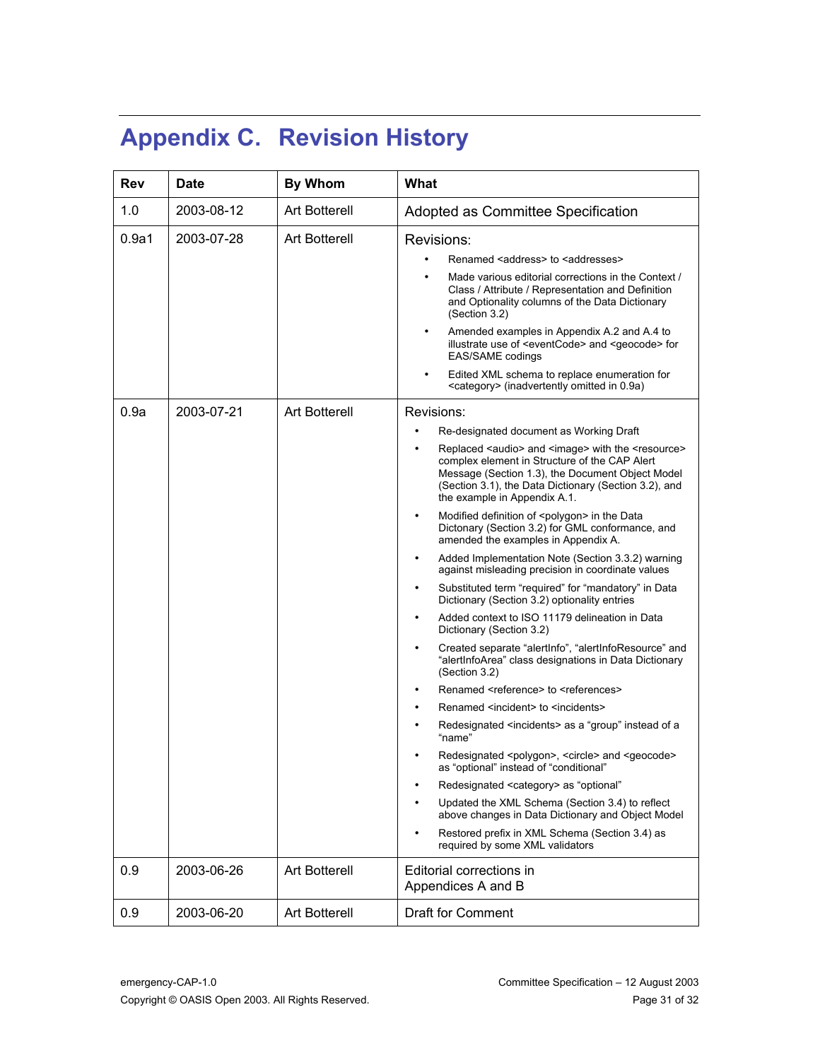# Appendix C. Revision History

| Rev | Date | By Whom | What |
|---|---|---|---|
| 1.0 | 2003-08-12 | Art Botterell | Adopted as Committee Specification |
| 0.9a1 | 2003-07-28 | Art Botterell | Revisions:<br>• Renamed <address> to <addresses><br>• Made various editorial corrections in the Context / Class / Attribute / Representation and Definition and Optionality columns of the Data Dictionary (Section 3.2)<br>• Amended examples in Appendix A.2 and A.4 to illustrate use of <eventCode> and <geocode> for EAS/SAME codings<br>• Edited XML schema to replace enumeration for <category> (inadvertently omitted in 0.9a) |
| 0.9a | 2003-07-21 | Art Botterell | Revisions:<br>• Re-designated document as Working Draft<br>• Replaced <audio> and <image> with the <resource> complex element in Structure of the CAP Alert Message (Section 1.3), the Document Object Model (Section 3.1), the Data Dictionary (Section 3.2), and the example in Appendix A.1.<br>• Modified definition of <polygon> in the Data Dictonary (Section 3.2) for GML conformance, and amended the examples in Appendix A.<br>• Added Implementation Note (Section 3.3.2) warning against misleading precision in coordinate values<br>• Substituted term “required” for “mandatory” in Data Dictionary (Section 3.2) optionality entries<br>• Added context to ISO 11179 delineation in Data Dictionary (Section 3.2)<br>• Created separate “alertInfo”, “alertInfoResource” and “alertInfoArea” class designations in Data Dictionary (Section 3.2)<br>• Renamed <reference> to <references><br>• Renamed <incident> to <incidents><br>• Redesignated <incidents> as a “group” instead of a “name”<br>• Redesignated <polygon>, <circle> and <geocode> as “optional” instead of “conditional”<br>• Redesignated <category> as “optional”<br>• Updated the XML Schema (Section 3.4) to reflect above changes in Data Dictionary and Object Model<br>• Restored prefix in XML Schema (Section 3.4) as required by some XML validators |
| 0.9 | 2003-06-26 | Art Botterell | Editorial corrections in Appendices A and B |
| 0.9 | 2003-06-20 | Art Botterell | Draft for Comment |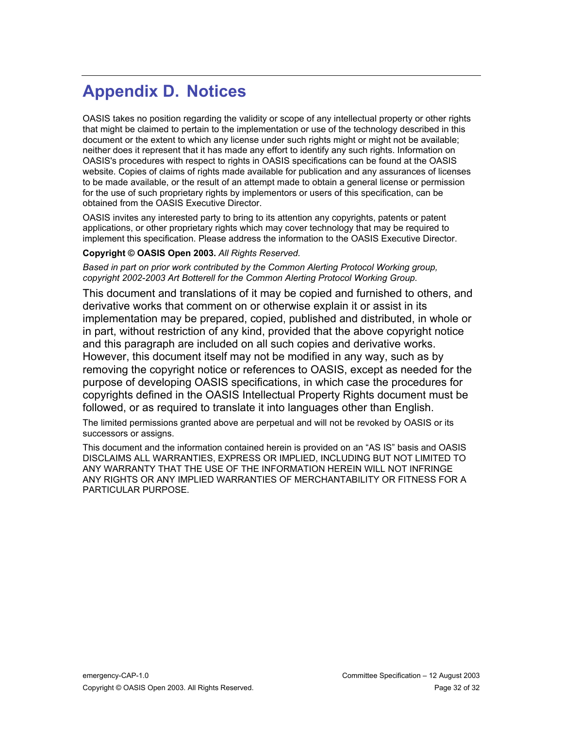# Appendix D. Notices

OASIS takes no position regarding the validity or scope of any intellectual property or other rights that might be claimed to pertain to the implementation or use of the technology described in this document or the extent to which any license under such rights might or might not be available; neither does it represent that it has made any effort to identify any such rights. Information on OASIS's procedures with respect to rights in OASIS specifications can be found at the OASIS website. Copies of claims of rights made available for publication and any assurances of licenses to be made available, or the result of an attempt made to obtain a general license or permission for the use of such proprietary rights by implementors or users of this specification, can be obtained from the OASIS Executive Director.

OASIS invites any interested party to bring to its attention any copyrights, patents or patent applications, or other proprietary rights which may cover technology that may be required to implement this specification. Please address the information to the OASIS Executive Director.

**Copyright © OASIS Open 2003.** *All Rights Reserved.*

*Based in part on prior work contributed by the Common Alerting Protocol Working group, copyright 2002-2003 Art Botterell for the Common Alerting Protocol Working Group.*

This document and translations of it may be copied and furnished to others, and derivative works that comment on or otherwise explain it or assist in its implementation may be prepared, copied, published and distributed, in whole or in part, without restriction of any kind, provided that the above copyright notice and this paragraph are included on all such copies and derivative works. However, this document itself may not be modified in any way, such as by removing the copyright notice or references to OASIS, except as needed for the purpose of developing OASIS specifications, in which case the procedures for copyrights defined in the OASIS Intellectual Property Rights document must be followed, or as required to translate it into languages other than English.

The limited permissions granted above are perpetual and will not be revoked by OASIS or its successors or assigns.

This document and the information contained herein is provided on an "AS IS" basis and OASIS DISCLAIMS ALL WARRANTIES, EXPRESS OR IMPLIED, INCLUDING BUT NOT LIMITED TO ANY WARRANTY THAT THE USE OF THE INFORMATION HEREIN WILL NOT INFRINGE ANY RIGHTS OR ANY IMPLIED WARRANTIES OF MERCHANTABILITY OR FITNESS FOR A PARTICULAR PURPOSE.